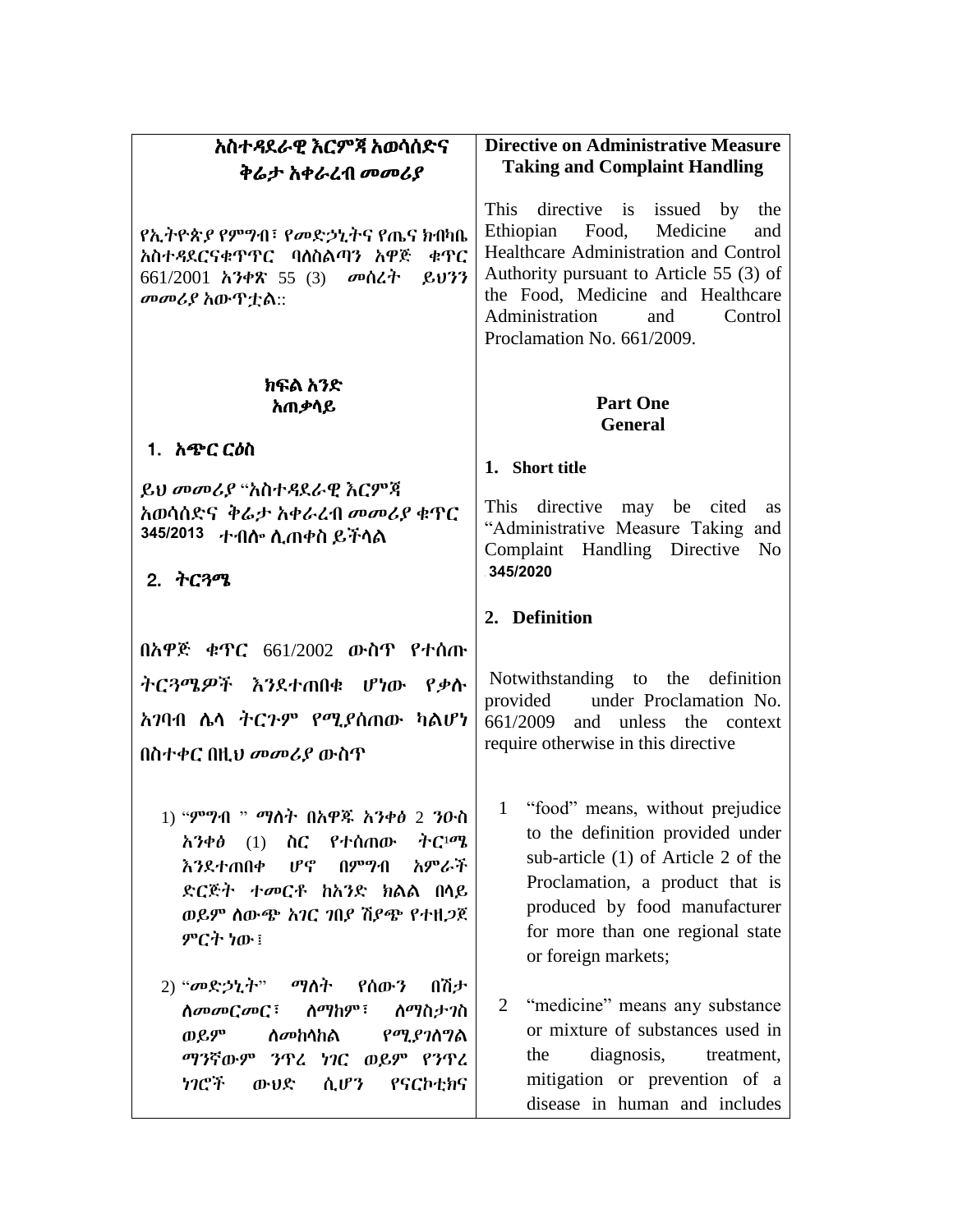# አስተዳደራዊ እርምጃ አወሳሰድና ቅሬታ አቀራረብ መመሪያ

*የኢትዮጵያ የምግብ፣ የመድኃኒትና የጤና ክብካቤ አስተዳደርናቁጥጥር ባለስልጣን አዋጅ ቁጥር 661/2001 አንቀጽ 55 (3) መሰረት ይህንን መመሪያ አውጥቷል።*

## ክፍል አንድ
## አጠቃላይ

### 1. አጭር ርዕስ

ይህ *መመሪያ* "አስተዳደራዊ እርምጃ አወሳሰድና ቅሬታ አቀራረብ *መመሪያ* ቁጥር 345/2013 ተብሎ ሊጠቀስ ይችላል

### 2. ትርጓሜ

በአዋጅ ቁጥር 661/2002 ውስጥ የተሰጡ ትርጓሜዎች እንደተጠበቁ ሆነው የቃሉ አገባብ ሌላ ትርጉም የሚያሰጠው ካልሆነ በስተቀር በዚህ *መመሪያ* ውስጥ

1) "ምግብ " ማለት በአዋጁ አንቀፅ 2 ንዑስ አንቀፅ (1) ስር የተሰጠው ትርጉሜ እንደተጠበቀ ሆኖ በምግብ አምራች ድርጅት ተመርቶ ከአንድ ክልል በላይ ወይም ለውጭ አገር ገበያ ሽያጭ የተዘጋጀ ምርት ነው፤

2) "መድኃኒት" ማለት የሰውን በሽታ ለመመርመር፣ ለማከም፣ ለማስታገስ ወይም ለመከላከል የሚያገለግል ማንኛውም ንጥረ ነገር ወይም የንጥረ ነገሮች ውህድ ሲሆን የናርኮቲክና

# Directive on Administrative Measure Taking and Complaint Handling

This directive is issued by the Ethiopian Food, Medicine and Healthcare Administration and Control Authority pursuant to Article 55 (3) of the Food, Medicine and Healthcare Administration and Control Proclamation No. 661/2009.

## Part One
## General

### 1. Short title

This directive may be cited as "Administrative Measure Taking and Complaint Handling Directive No 345/2020

### 2. Definition

Notwithstanding to the definition provided under Proclamation No. 661/2009 and unless the context require otherwise in this directive

1 "food" means, without prejudice to the definition provided under sub-article (1) of Article 2 of the Proclamation, a product that is produced by food manufacturer for more than one regional state or foreign markets;

2 "medicine" means any substance or mixture of substances used in the diagnosis, treatment, mitigation or prevention of a disease in human and includes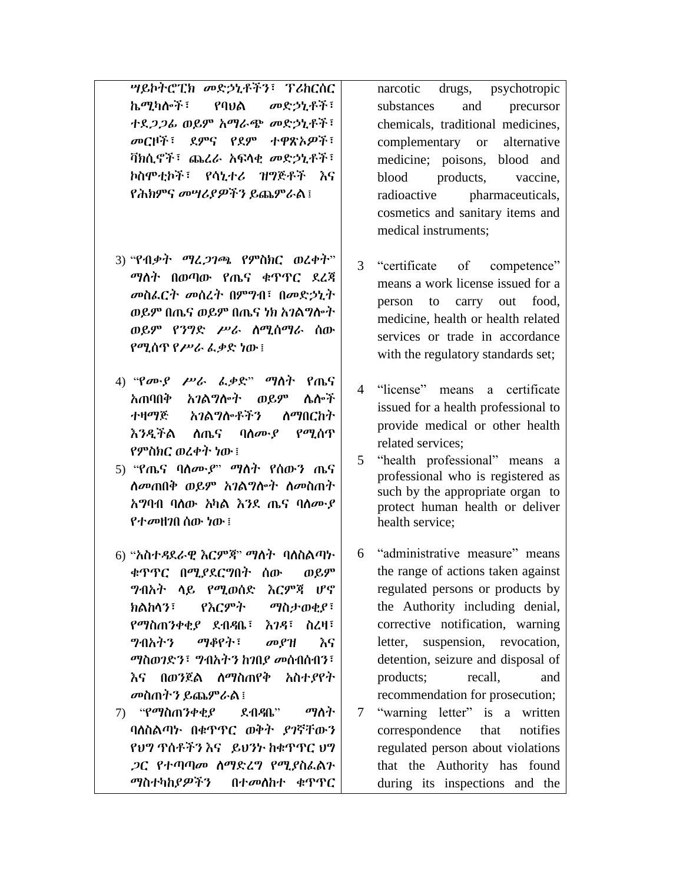ሣይኮትሮፒክ መድኃኒቶችን፣ ፕሪከርሰር ኬሚካሎች፣ የባህል መድኃኒቶች፣ ተደጋጋፊ ወይም አማራጭ መድኃኒቶች፣ መርዞች፣ ደምና የደም ተዋጽኦዎች፣ ቫክሲኖች፣ ጨረራ አፍላቂ መድኃኒቶች፣ ኮስሞቲኮች፣ የሳኒተሪ ዝግጅቶች እና የሕክምና መሣሪያዎችን ይጨምራል፤

narcotic drugs, psychotropic substances and precursor chemicals, traditional medicines, complementary or alternative medicine; poisons, blood and blood products, vaccine, radioactive pharmaceuticals, cosmetics and sanitary items and medical instruments;

3) "የብቃት ማረጋገጫ የምስክር ወረቀት" ማለት በወጣው የጤና ቁጥጥር ደረጃ መስፈርት መሰረት በምግብ፣ በመድኃኒት ወይም በጤና ወይም በጤና ነክ አገልግሎት ወይም የንግድ ሥራ ለሚሰማራ ሰው የሚሰጥ የሥራ ፈቃድ ነው፤

3 "certificate of competence" means a work license issued for a person to carry out food, medicine, health or health related services or trade in accordance with the regulatory standards set;

4) "የሙያ ሥራ ፈቃድ" ማለት የጤና አጠባበቅ አገልግሎት ወይም ሌሎች ተዛማጅ አገልግሎቶችን ለማበርከት እንዲችል ለጤና ባለሙያ የሚሰጥ የምስክር ወረቀት ነው፤

4 "license" means a certificate issued for a health professional to provide medical or other health related services;

5) "የጤና ባለሙያ" ማለት የሰውን ጤና ለመጠበቅ ወይም አገልግሎት ለመስጠት አግባብ ባለው አካል እንደ ጤና ባለሙያ የተመዘገበ ሰው ነው፤

5 "health professional" means a professional who is registered as such by the appropriate organ to protect human health or deliver health service;

6) "አስተዳደራዊ እርምጃ" ማለት ባለስልጣኑ ቁጥጥር በሚያደርግበት ሰው ወይም ግብአት ላይ የሚወሰድ እርምጃ ሆኖ ክልከላን፣ የእርምት ማስታወቂያ፣ የማስጠንቀቂያ ደብዳቤ፣ እገዳ፣ ስረዛ፣ ግብአትን ማቆየት፣ መያዝ እና ማስወገድን፣ ግብአትን ከገበያ መሰብሰብን፣ እና በወንጀል ለማስጠየቅ አስተያየት መስጠትን ይጨምራል፤

6 "administrative measure" means the range of actions taken against regulated persons or products by the Authority including denial, corrective notification, warning letter, suspension, revocation, detention, seizure and disposal of products; recall, and recommendation for prosecution;

7) "የማስጠንቀቂያ ደብዳቤ" ማለት ባለስልጣኑ በቁጥጥር ወቅት ያገኛቸውን የህግ ጥሰቶችን እና ይህንኑ ከቁጥጥር ህግ ጋር የተጣጣመ ለማድረግ የሚያስፈልጉ ማስተካከያዎችን በተመለከተ ቁጥጥር

7 "warning letter" is a written correspondence that notifies regulated person about violations that the Authority has found during its inspections and the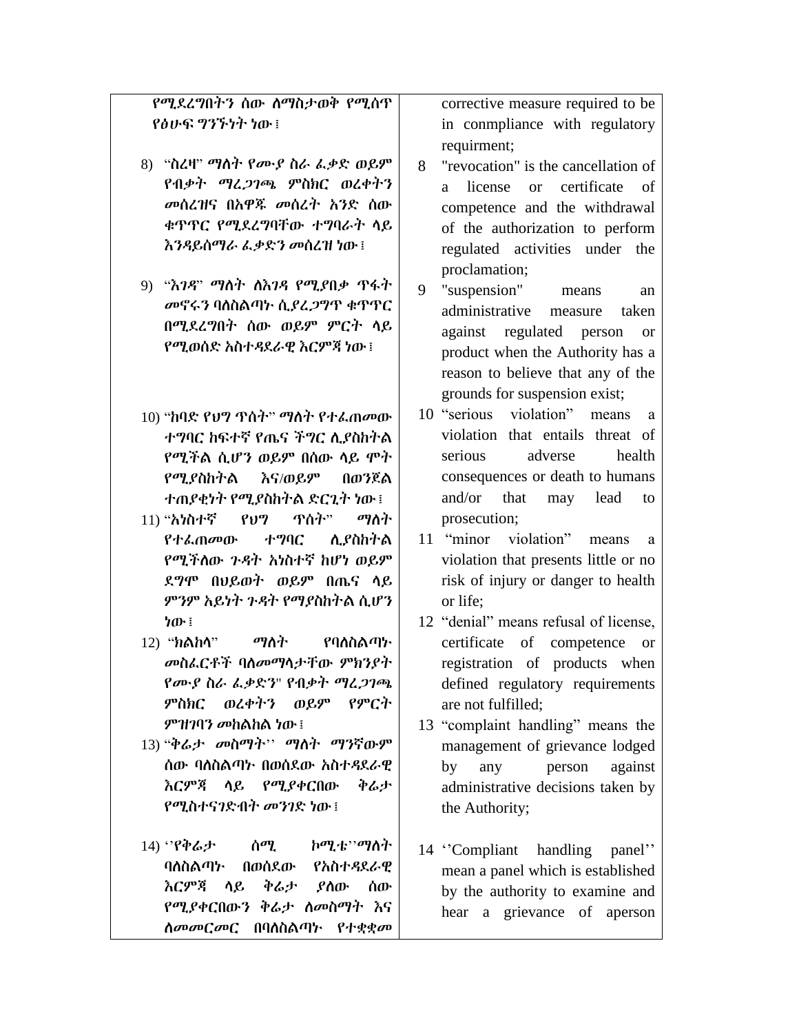| | |
|---|---|
| የሚደረግበትን ሰው ለማስታወቅ የሚሰጥ የፅሁፍ ግንኙነት ነው፤ | corrective measure required to be in conmpliance with regulatory requirment; |
| 8) "ስረዛ" ማለት የሙያ ስራ ፈቃድ ወይም የብቃት ማረጋገጫ ምስክር ወረቀትን መሰረዝና በአዋጁ መሰረት አንድ ሰው ቁጥጥር የሚደረግባቸው ተግባራት ላይ እንዳይሰማራ ፈቃድን መሰረዝ ነው፤ | 8 "revocation" is the cancellation of a license or certificate of competence and the withdrawal of the authorization to perform regulated activities under the proclamation; |
| 9) "እገዳ" ማለት ለእገዳ የሚያበቃ ጥፋት መኖሩን ባለስልጣኑ ሲያረጋግጥ ቁጥጥር በሚደረግበት ሰው ወይም ምርት ላይ የሚወሰድ አስተዳደራዊ እርምጃ ነው፤ | 9 "suspension" means an administrative measure taken against regulated person or product when the Authority has a reason to believe that any of the grounds for suspension exist; |
| 10) "ከባድ የህግ ጥሰት" ማለት የተፈጠመው ተግባር ከፍተኛ የጤና ችግር ሊያስከትል የሚችል ሲሆን ወይም በሰው ላይ ሞት የሚያስከትል እና/ወይም በወንጀል ተጠያቂነት የሚያስከትል ድርጊት ነው፤ | 10 "serious violation" means a violation that entails threat of serious adverse health consequences or death to humans and/or that may lead to prosecution; |
| 11) "አነስተኛ የህግ ጥሰት" ማለት የተፈጠመው ተግባር ሊያስከትል የሚችለው ጉዳት አነስተኛ ከሆነ ወይም ደግሞ በህይወት ወይም በጤና ላይ ምንም አይነት ጉዳት የማያስከትል ሲሆን ነው፤ | 11 "minor violation" means a violation that presents little or no risk of injury or danger to health or life; |
| 12) "ክልከላ" ማለት የባለስልጣኑ መስፈርቶች ባለመማላታቸው ምክንያት የሙያ ስራ ፈቃድን" የብቃት ማረጋገጫ ምስክር ወረቀትን ወይም የምርት ምዝገባን መከልከል ነው፤ | 12 "denial" means refusal of license, certificate of competence or registration of products when defined regulatory requirements are not fulfilled; |
| 13) "ቅሬታ መስማት'' ማለት ማንኛውም ሰው ባለስልጣኑ በወሰደው አስተዳደራዊ እርምጃ ላይ የሚያቀርበው ቅሬታ የሚስተናገድብት መንገድ ነው፤ | 13 "complaint handling" means the management of grievance lodged by any person against administrative decisions taken by the Authority; |
| 14) ''የቅሬታ ሰሚ ኮሚቴ''ማለት ባለስልጣኑ በወሰደው የአስተዳደራዊ እርምጃ ላይ ቅሬታ ያለው ሰው የሚያቀርበውን ቅሬታ ለመስማት እና ለመመርመር በባለስልጣኑ የተቋቋመ | 14 ''Compliant handling panel'' mean a panel which is established by the authority to examine and hear a grievance of aperson |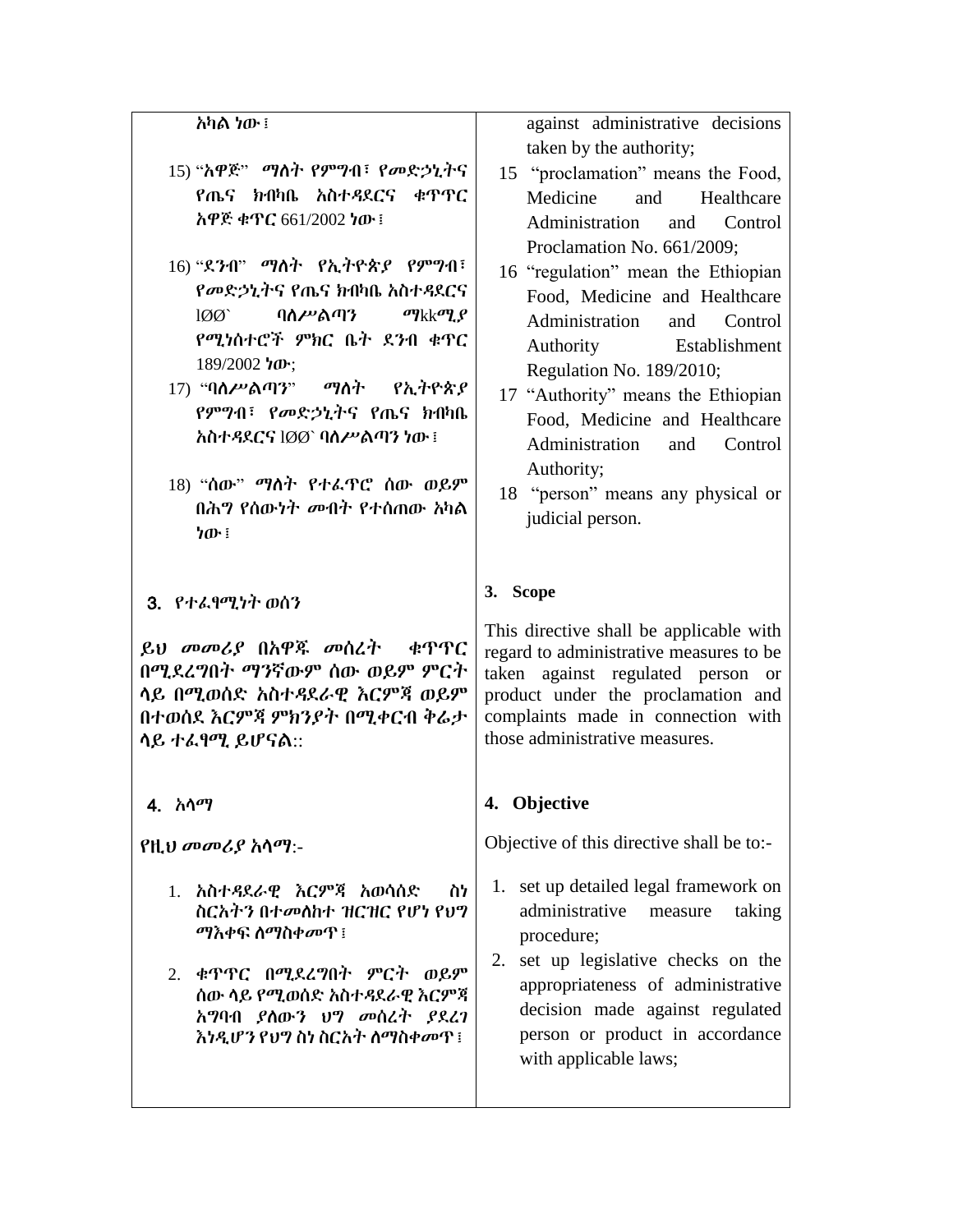አካል ነው፤

15) "አዋጅ" ማለት የምግብ፣ የመድኃኒትና የጤና ክብካቤ አስተዳደርና ቁጥጥር አዋጅ ቁጥር 661/2002 ነው፤

16) "ደንብ" ማለት የኢትዮጵያ የምግብ፣ የመድኃኒትና የጤና ክብካቤ አስተዳደርና lØØ` ባለሥልጣን ማkkሚያ የሚኒስተሮች ምክር ቤት ደንብ ቁጥር 189/2002 ነው;

17) "ባለሥልጣን" ማለት የኢትዮጵያ የምግብ፣ የመድኃኒትና የጤና ክብካቤ አስተዳደርና lØØ` ባለሥልጣን ነው፤

18) "ሰው" ማለት የተፈጥሮ ሰው ወይም በሕግ የሰውነት መብት የተሰጠው አካል ነው፤

against administrative decisions taken by the authority;

15 "proclamation" means the Food, Medicine and Healthcare Administration and Control Proclamation No. 661/2009;

16 "regulation" mean the Ethiopian Food, Medicine and Healthcare Administration and Control Authority Establishment Regulation No. 189/2010;

17 "Authority" means the Ethiopian Food, Medicine and Healthcare Administration and Control Authority;

18 "person" means any physical or judicial person.

## 3. የተፈፃሚነት ወሰን

ይህ መመሪያ በአዋጁ መሰረት ቁጥጥር በሚደረግበት ማንኛውም ሰው ወይም ምርት ላይ በሚወሰድ አስተዳደራዊ እርምጃ ወይም በተወሰደ እርምጃ ምክንያት በሚቀርብ ቅሬታ ላይ ተፈፃሚ ይሆናል፡፡

## 3. Scope

This directive shall be applicable with regard to administrative measures to be taken against regulated person or product under the proclamation and complaints made in connection with those administrative measures.

## 4. አላማ

የዚህ መመሪያ አላማ:-

1. አስተዳደራዊ እርምጃ አወሳሰድ ስነ ስርአትን በተመለከተ ዝርዝር የሆነ የህግ ማእቀፍ ለማስቀመጥ፤
2. ቁጥጥር በሚደረግበት ምርት ወይም ሰው ላይ የሚወሰድ አስተዳደራዊ እርምጃ አግባብ ያለውን ህግ መሰረት ያደረገ እንዲሆን የህግ ስነ ስርአት ለማስቀመጥ፤

## 4. Objective

Objective of this directive shall be to:-

1. set up detailed legal framework on administrative measure taking procedure;
2. set up legislative checks on the appropriateness of administrative decision made against regulated person or product in accordance with applicable laws;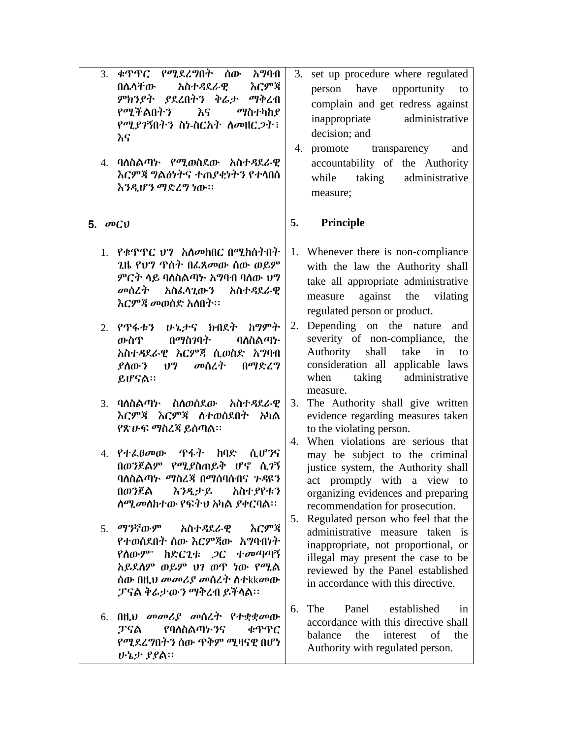| | |
|---|---|
| 3. ቁጥጥር የሚደረግበት ሰው አግባብ በሌላቸው አስተዳደራዊ እርምጃ ምክንያት ያደረበትን ቅሬታ ማቅረብ የሚችልበትን እና ማስተካከያ የሚያገኝበትን ስነ-ስርአት ለመዘርጋት፤ እና | 3. set up procedure where regulated person have opportunity to complain and get redress against inappropriate administrative decision; and |
| 4. ባለስልጣኑ የሚወስደው አስተዳደራዊ እርምጃ ግልፅነትና ተጠያቂነትን የተላበሰ እንዲሆን ማድረግ ነው፡፡ | 4. promote transparency and accountability of the Authority while taking administrative measure; |
| **5. መርህ** | **5. Principle** |
| 1. የቁጥጥር ህግ አለመከበር በሚከሰትበት ጊዜ የህግ ጥሰት በፈጸመው ሰው ወይም ምርት ላይ ባለስልጣኑ አግባብ ባለው ህግ መሰረት አስፈላጊውን አስተዳደራዊ እርምጃ መወሰድ አለበት፡፡ | 1. Whenever there is non-compliance with the law the Authority shall take all appropriate administrative measure against the vilating regulated person or product. |
| 2. የጥፋቱን ሁኔታና ክብደት ከግምት ውስጥ በማስገባት ባለስልጣኑ አስተዳደራዊ እርምጃ ሲወስድ አግባብ ያለውን ህግ መሰረት በማድረግ ይሆናል፡፡ | 2. Depending on the nature and severity of non-compliance, the Authority shall take in to consideration all applicable laws when taking administrative measure. |
| 3. ባለስልጣኑ ስለወሰደው አስተዳደራዊ እርምጃ እርምጃ ለተወሰደበት አካል የጽሁፍ ማስረጃ ይሰጣል፡፡ | 3. The Authority shall give written evidence regarding measures taken to the violating person. |
| 4. የተፈፀመው ጥፋት ከባድ ሲሆንና በወንጀልም የሚያስጠይቅ ሆኖ ሲገኝ ባለስልጣኑ ማስረጃ በማሰባሰብና ጉዳዩን በወንጀል እንዲታይ አስተያየቱን ለሚመለከተው የፍትህ አካል ያቀርባል፡፡ | 4. When violations are serious that may be subject to the criminal justice system, the Authority shall act promptly with a view to organizing evidences and preparing recommendation for prosecution. |
| 5. ማንኛውም አስተዳደራዊ እርምጃ የተወሰደበት ሰው እርምጃው አግባብነት የለውም" ከድርጊቱ ጋር ተመጣጣኝ አይደለም ወይም ህገ ወጥ ነው የሚል ሰው በዚህ መመሪያ መሰረት ለተkkመው ፓናል ቅሬታውን ማቅረብ ይችላል፡፡ | 5. Regulated person who feel that the administrative measure taken is inappropriate, not proportional, or illegal may present the case to be reviewed by the Panel established in accordance with this directive. |
| 6. በዚህ መመሪያ መሰረት የተቋቋመው ፓናል የባለስልጣኑንና ቁጥጥር የሚደረግበትን ሰው ጥቅም ሚዛናዊ በሆነ ሁኔታ ያያል፡፡ | 6. The Panel established in accordance with this directive shall balance the interest of the Authority with regulated person. |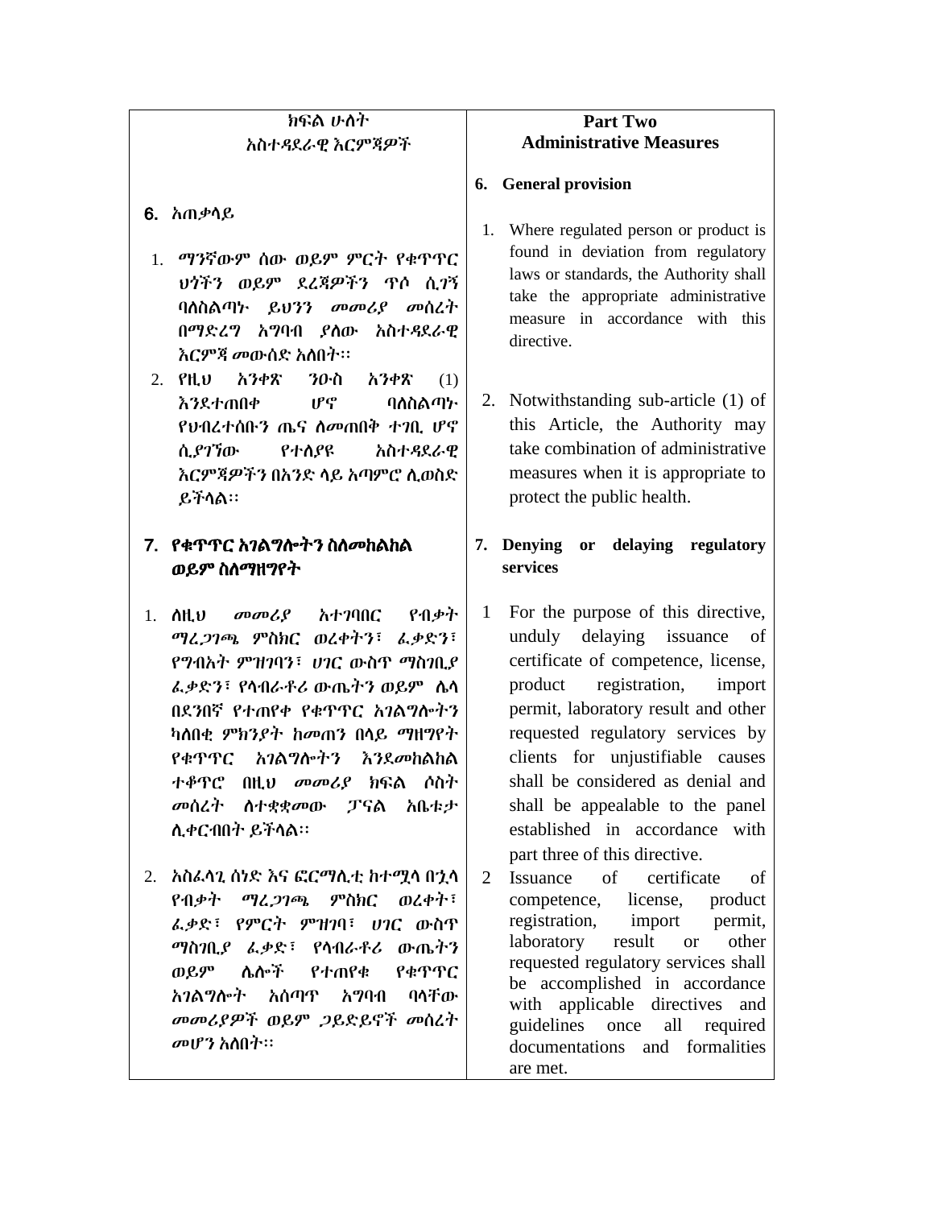## ክፍል ሁለት
## አስተዳደራዊ እርምጃዎች

**6. አጠቃላይ**

1. ማንኛውም ሰው ወይም ምርት የቁጥጥር ህጎችን ወይም ደረጃዎችን ጥሶ ሲገኝ ባለስልጣኑ ይህንን መመሪያ መሰረት በማድረግ አግባብ ያለው አስተዳደራዊ እርምጃ መውሰድ አለበት፡፡
2. የዚህ አንቀጽ ንዑስ አንቀጽ (1) እንደተጠበቀ ሆኖ ባለስልጣኑ የህብረተሰቡን ጤና ለመጠበቅ ተገቢ ሆኖ ሲያገኘው የተለያዩ አስተዳደራዊ እርምጃዎችን በአንድ ላይ አጣምሮ ሊወስድ ይችላል፡፡

**7. የቁጥጥር አገልግሎትን ስለመከልከል ወይም ስለማዘግየት**

1. ለዚህ መመሪያ አተገባበር የብቃት ማረጋገጫ ምስክር ወረቀትን፣ ፈቃድን፣ የግብአት ምዝገባን፣ ሀገር ውስጥ ማስገቢያ ፈቃድን፣ የላብራቶሪ ውጤትን ወይም ሌላ በደንበኛ የተጠየቀ የቁጥጥር አገልግሎትን ካለበቂ ምክንያት ከመጠን በላይ ማዘግየት የቁጥጥር አገልግሎትን እንደመከልከል ተቆጥሮ በዚህ መመሪያ ክፍል ሶስት መሰረት ለተቋቋመው ፓናል አቤቱታ ሊቀርብበት ይችላል፡፡
2. አስፈላጊ ሰነድ እና ፎርማሊቲ ከተሟላ በኋላ የብቃት ማረጋገጫ ምስክር ወረቀት፣ ፈቃድ፣ የምርት ምዝገባ፣ ሀገር ውስጥ ማስገቢያ ፈቃድ፣ የላብራቶሪ ውጤትን ወይም ሌሎች የተጠየቁ የቁጥጥር አገልግሎት አሰጣጥ አግባብ ባላቸው መመሪያዎች ወይም ጋይድይኖች መሰረት መሆን አለበት፡፡

## Part Two
## Administrative Measures

**6. General provision**

1. Where regulated person or product is found in deviation from regulatory laws or standards, the Authority shall take the appropriate administrative measure in accordance with this directive.
2. Notwithstanding sub-article (1) of this Article, the Authority may take combination of administrative measures when it is appropriate to protect the public health.

**7. Denying or delaying regulatory services**

1. For the purpose of this directive, unduly delaying issuance of certificate of competence, license, product registration, import permit, laboratory result and other requested regulatory services by clients for unjustifiable causes shall be considered as denial and shall be appealable to the panel established in accordance with part three of this directive.
2. Issuance of certificate of competence, license, product registration, import permit, laboratory result or other requested regulatory services shall be accomplished in accordance with applicable directives and guidelines once all required documentations and formalities are met.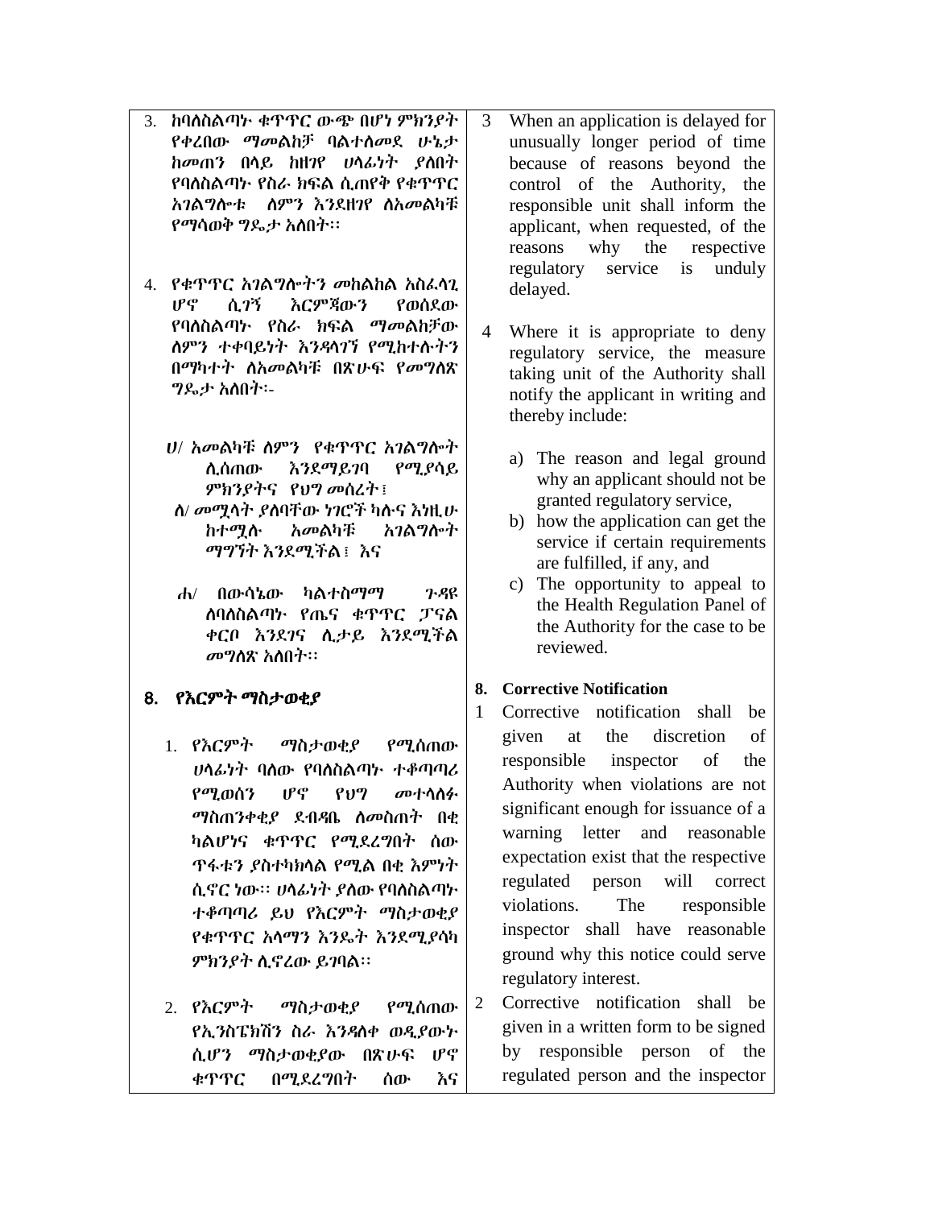3. ከባለስልጣኑ ቁጥጥር ውጭ በሆነ ምክንያት የቀረበው ማመልከቻ ባልተለመደ ሁኔታ ከመጠን በላይ ከዘገየ ሀላፊነት ያለበት የባለስልጣኑ የስራ ክፍል ሲጠየቅ የቁጥጥር አገልግሎቱ ለምን እንደዘገየ ለአመልካቹ የማሳወቅ ግዴታ አለበት፡፡

4. የቁጥጥር አገልግሎትን መከልከል አስፈላጊ ሆኖ ሲገኝ እርምጃውን የወሰደው የባለስልጣኑ የስራ ክፍል ማመልከቻው ለምን ተቀባይነት እንዳላገኘ የሚከተሉትን በማካተት ለአመልካቹ በጽሁፍ የመግለጽ ግዴታ አለበት፡-

   ሀ/ አመልካቹ ለምን የቁጥጥር አገልግሎት ሊሰጠው እንደማይገባ የሚያሳይ ምክንያትና የህግ መሰረት፤

   ለ/ መሟላት ያለባቸው ነገሮች ካሉና እነዚሁ ከተሟሉ አመልካቹ አገልግሎት ማግኘት እንደሚችል፤ እና

   ሐ/ በውሳኔው ካልተስማማ ጉዳዩ ለባለስልጣኑ የጤና ቁጥጥር ፓናል ቀርቦ እንደገና ሊታይ እንደሚችል መግለጽ አለበት፡፡

## 8. የእርምት ማስታወቂያ

1. የእርምት ማስታወቂያ የሚሰጠው ሀላፊነት ባለው የባለስልጣኑ ተቆጣጣሪ የሚወሰን ሆኖ የህግ መተላለፉ ማስጠንቀቂያ ደብዳቤ ለመስጠት በቂ ካልሆነና ቁጥጥር የሚደረግበት ሰው ጥፋቱን ያስተካክላል የሚል በቂ እምነት ሲኖር ነው፡፡ ሀላፊነት ያለው የባለስልጣኑ ተቆጣጣሪ ይህ የእርምት ማስታወቂያ የቁጥጥር አላማን እንዴት እንደሚያሳካ ምክንያት ሊኖረው ይገባል፡፡

2. የእርምት ማስታወቂያ የሚሰጠው የኢንስፔክሽን ስራ እንዳለቀ ወዲያውኑ ሲሆን ማስታወቂያው በጽሁፍ ሆኖ ቁጥጥር በሚደረግበት ሰው እና

3 When an application is delayed for unusually longer period of time because of reasons beyond the control of the Authority, the responsible unit shall inform the applicant, when requested, of the reasons why the respective regulatory service is unduly delayed.

4 Where it is appropriate to deny regulatory service, the measure taking unit of the Authority shall notify the applicant in writing and thereby include:

   a) The reason and legal ground why an applicant should not be granted regulatory service,
   b) how the application can get the service if certain requirements are fulfilled, if any, and
   c) The opportunity to appeal to the Health Regulation Panel of the Authority for the case to be reviewed.

## 8. Corrective Notification

1 Corrective notification shall be given at the discretion of responsible inspector of the Authority when violations are not significant enough for issuance of a warning letter and reasonable expectation exist that the respective regulated person will correct violations. The responsible inspector shall have reasonable ground why this notice could serve regulatory interest.

2 Corrective notification shall be given in a written form to be signed by responsible person of the regulated person and the inspector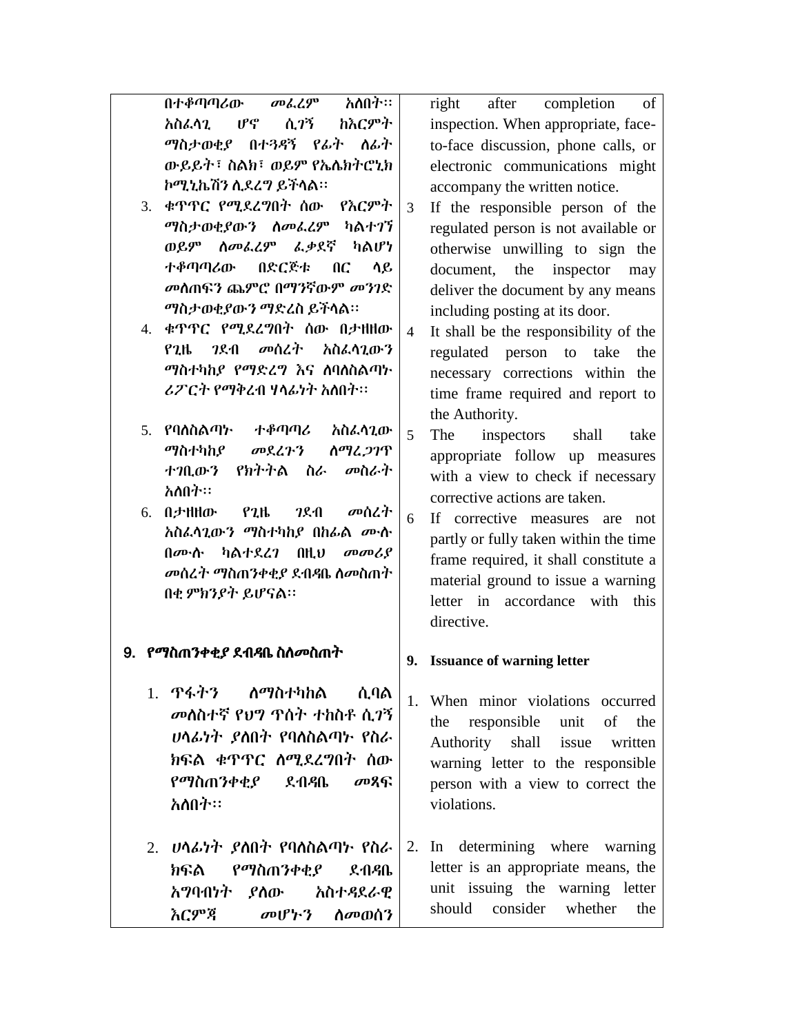| | |
|---|---|
| በተቆጣጣሪው መፈረም አለበት፡፡ አስፈላጊ ሆኖ ሲገኝ ከእርምት ማስታወቂያ በተጓዳኝ የፊት ለፊት ውይይት፣ ስልክ፣ ወይም የኤሌክትሮኒክ ኮሚኒኬሽን ሊደረግ ይችላል፡፡ | right after completion of inspection. When appropriate, face-to-face discussion, phone calls, or electronic communications might accompany the written notice. |
| 3. ቁጥጥር የሚደረግበት ሰው የእርምት ማስታወቂያውን ለመፈረም ካልተገኘ ወይም ለመፈረም ፈቃደኛ ካልሆነ ተቆጣጣሪው በድርጅቱ በር ላይ መለጠፍን ጨምሮ በማንኛውም መንገድ ማስታወቂያውን ማድረስ ይችላል፡፡ | 3 If the responsible person of the regulated person is not available or otherwise unwilling to sign the document, the inspector may deliver the document by any means including posting at its door. |
| 4. ቁጥጥር የሚደረግበት ሰው በታዘዘው የጊዜ ገደብ መሰረት አስፈላጊውን ማስተካከያ የማድረግ እና ለባለስልጣኑ ሪፖርት የማቅረብ ሃላፊነት አለበት፡፡ | 4 It shall be the responsibility of the regulated person to take the necessary corrections within the time frame required and report to the Authority. |
| 5. የባለስልጣኑ ተቆጣጣሪ አስፈላጊው ማስተካከያ መደረጉን ለማረጋገጥ ተገቢውን የክትትል ስራ መስራት አለበት፡፡ | 5 The inspectors shall take appropriate follow up measures with a view to check if necessary corrective actions are taken. |
| 6. በታዘዘው የጊዜ ገደብ መሰረት አስፈላጊውን ማስተካከያ በከፊል ሙሉ በሙሉ ካልተደረገ በዚህ መመሪያ መሰረት ማስጠንቀቂያ ደብዳቤ ለመስጠት በቂ ምክንያት ይሆናል፡፡ | 6 If corrective measures are not partly or fully taken within the time frame required, it shall constitute a material ground to issue a warning letter in accordance with this directive. |
| **9. የማስጠንቀቂያ ደብዳቤ ስለመስጠት** | **9. Issuance of warning letter** |
| 1. ጥፋትን ለማስተካከል ሲባል መለስተኛ የህግ ጥሰት ተከስቶ ሲገኝ ሀላፊነት ያለበት የባለስልጣኑ የስራ ክፍል ቁጥጥር ለሚደረግበት ሰው የማስጠንቀቂያ ደብዳቤ መጻፍ አለበት፡፡ | 1. When minor violations occurred the responsible unit of the Authority shall issue written warning letter to the responsible person with a view to correct the violations. |
| 2. ሀላፊነት ያለበት የባለስልጣኑ የስራ ክፍል የማስጠንቀቂያ ደብዳቤ አግባብነት ያለው አስተዳደራዊ እርምጃ መሆኑን ለመወሰን | 2. In determining where warning letter is an appropriate means, the unit issuing the warning letter should consider whether the |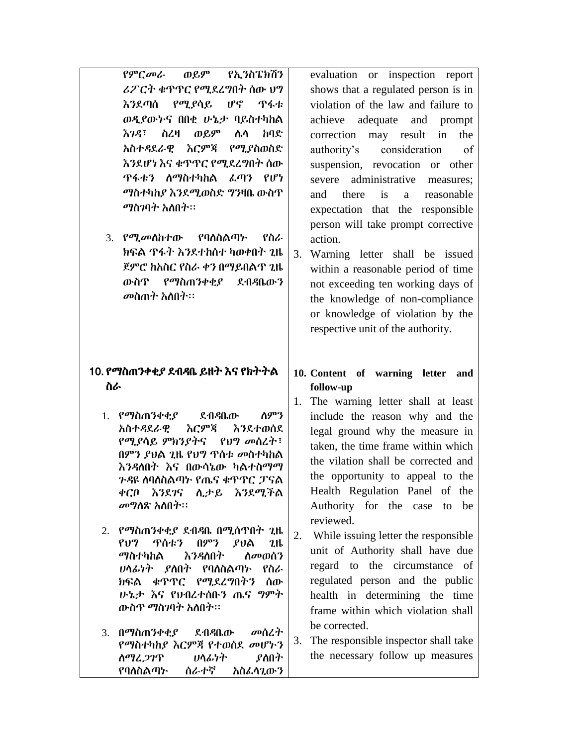| | |
|---|---|
| የምርመራ ወይም የኢንስፔክሽን ሪፖርት ቁጥጥር የሚደረግበት ሰው ህግ እንደጣሰ የሚያሳይ ሆኖ ጥፋቱ ወዲያውኑና በበቂ ሁኔታ ባይስተካከል እገዳ፣ ስረዛ ወይም ሌላ ከባድ አስተዳደራዊ እርምጃ የሚያስወስድ እንደሆነ እና ቁጥጥር የሚደረግበት ሰው ጥፋቱን ለማስተካከል ፈጣን የሆነ ማስተካከያ እንደሚወስድ ግንዛቤ ውስጥ ማስገባት አለበት፡፡ | evaluation or inspection report shows that a regulated person is in violation of the law and failure to achieve adequate and prompt correction may result in the authority's consideration of suspension, revocation or other severe administrative measures; and there is a reasonable expectation that the responsible person will take prompt corrective action. |
| 3. የሚመለከተው የባለስልጣኑ የስራ ክፍል ጥፋት እንደተከሰተ ካወቀበት ጊዜ ጀምሮ ከአስር የስራ ቀን በማይበልጥ ጊዜ ውስጥ የማስጠንቀቂያ ደብዳቤውን መስጠት አለበት፡፡ | 3. Warning letter shall be issued within a reasonable period of time not exceeding ten working days of the knowledge of non-compliance or knowledge of violation by the respective unit of the authority. |
| **10. የማስጠንቀቂያ ደብዳቤ ይዘት እና የክትትል ስራ** | **10. Content of warning letter and follow-up** |
| 1. የማስጠንቀቂያ ደብዳቤው ለምን አስተዳደራዊ እርምጃ እንደተወሰደ የሚያሳይ ምክንያትና የህግ መሰረት፣ በምን ያህል ጊዜ የህግ ጥሰቱ መስተካከል እንዳለበት እና በውሳኔው ካልተስማማ ጉዳዩ ለባለስልጣኑ የጤና ቁጥጥር ፓናል ቀርቦ እንደገና ሊታይ እንደሚችል መግለጽ አለበት፡፡ | 1. The warning letter shall at least include the reason why and the legal ground why the measure in taken, the time frame within which the vilation shall be corrected and the opportunity to appeal to the Health Regulation Panel of the Authority for the case to be reviewed. |
| 2. የማስጠንቀቂያ ደብዳቤ በሚሰጥበት ጊዜ የህግ ጥሰቱን በምን ያህል ጊዜ ማስተካከል እንዳለበት ለመወሰን ሀላፊነት ያለበት የባለስልጣኑ የስራ ክፍል ቁጥጥር የሚደረግበትን ሰው ሁኔታ እና የህብረተሰቡን ጤና ግምት ውስጥ ማስገባት አለበት፡፡ | 2. While issuing letter the responsible unit of Authority shall have due regard to the circumstance of regulated person and the public health in determining the time frame within which violation shall be corrected. |
| 3. በማስጠንቀቂያ ደብዳቤው መሰረት የማስተካከያ እርምጃ የተወሰደ መሆኑን ለማረጋገጥ ሀላፊነት ያለበት የባለስልጣኑ ሰራተኛ አስፈላጊውን | 3. The responsible inspector shall take the necessary follow up measures |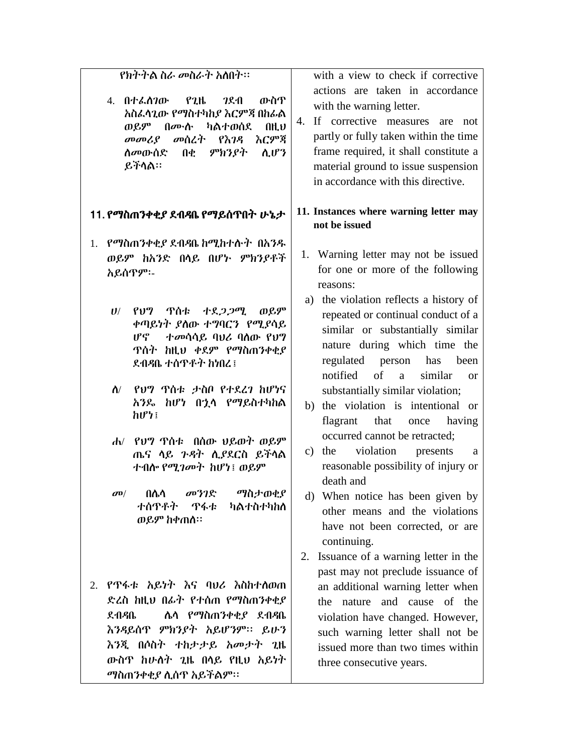የክትትል ስራ መስራት አለበት፡፡

4. በተፈለገው የጊዜ ገደብ ውስጥ አስፈላጊው የማስተካከያ እርምጃ በከፊል ወይም በሙሉ ካልተወሰደ በዚህ መመሪያ መሰረት የእገዳ እርምጃ ለመውሰድ በቂ ምክንያት ሊሆን ይችላል፡፡

**11. የማስጠንቀቂያ ደብዳቤ የማይሰጥበት ሁኔታ**

1. የማስጠንቀቂያ ደብዳቤ ከሚከተሉት በአንዱ ወይም ከአንድ በላይ በሆኑ ምክንያቶች አይሰጥም፡-

   ሀ/ የህግ ጥሰቱ ተደጋጋሚ ወይም ቀጣይነት ያለው ተግባርን የሚያሳይ ሆኖ ተመሳሳይ ባህሪ ባለው የህግ ጥሰት ከዚህ ቀደም የማስጠንቀቂያ ደብዳቤ ተሰጥቶት ከነበረ፤

   ለ/ የህግ ጥሰቱ ታስቦ የተደረገ ከሆነና አንዴ ከሆነ በኋላ የማይስተካከል ከሆነ፤

   ሐ/ የህግ ጥሰቱ በሰው ህይወት ወይም ጤና ላይ ጉዳት ሊያደርስ ይችላል ተብሎ የሚገመት ከሆነ፤ ወይም

   መ/ በሌላ መንገድ ማስታወቂያ ተሰጥቶት ጥፋቱ ካልተስተካከለ ወይም ከቀጠለ፡፡

2. የጥፋቱ አይነት እና ባህሪ እስከተለወጠ ድረስ ከዚህ በፊት የተሰጠ የማስጠንቀቂያ ደብዳቤ ሌላ የማስጠንቀቂያ ደብዳቤ እንዳይሰጥ ምክንያት አይሆንም፡፡ ይሁን እንጂ በሶስት ተከታታይ አመታት ጊዜ ውስጥ ከሁለት ጊዜ በላይ የዚህ አይነት ማስጠንቀቂያ ሊሰጥ አይችልም፡፡

with a view to check if corrective actions are taken in accordance with the warning letter.

4. If corrective measures are not partly or fully taken within the time frame required, it shall constitute a material ground to issue suspension in accordance with this directive.

**11. Instances where warning letter may not be issued**

1. Warning letter may not be issued for one or more of the following reasons:

   a) the violation reflects a history of repeated or continual conduct of a similar or substantially similar nature during which time the regulated person has been notified of a similar or substantially similar violation;

   b) the violation is intentional or flagrant that once having occurred cannot be retracted;

   c) the violation presents a reasonable possibility of injury or death and

   d) When notice has been given by other means and the violations have not been corrected, or are continuing.

2. Issuance of a warning letter in the past may not preclude issuance of an additional warning letter when the nature and cause of the violation have changed. However, such warning letter shall not be issued more than two times within three consecutive years.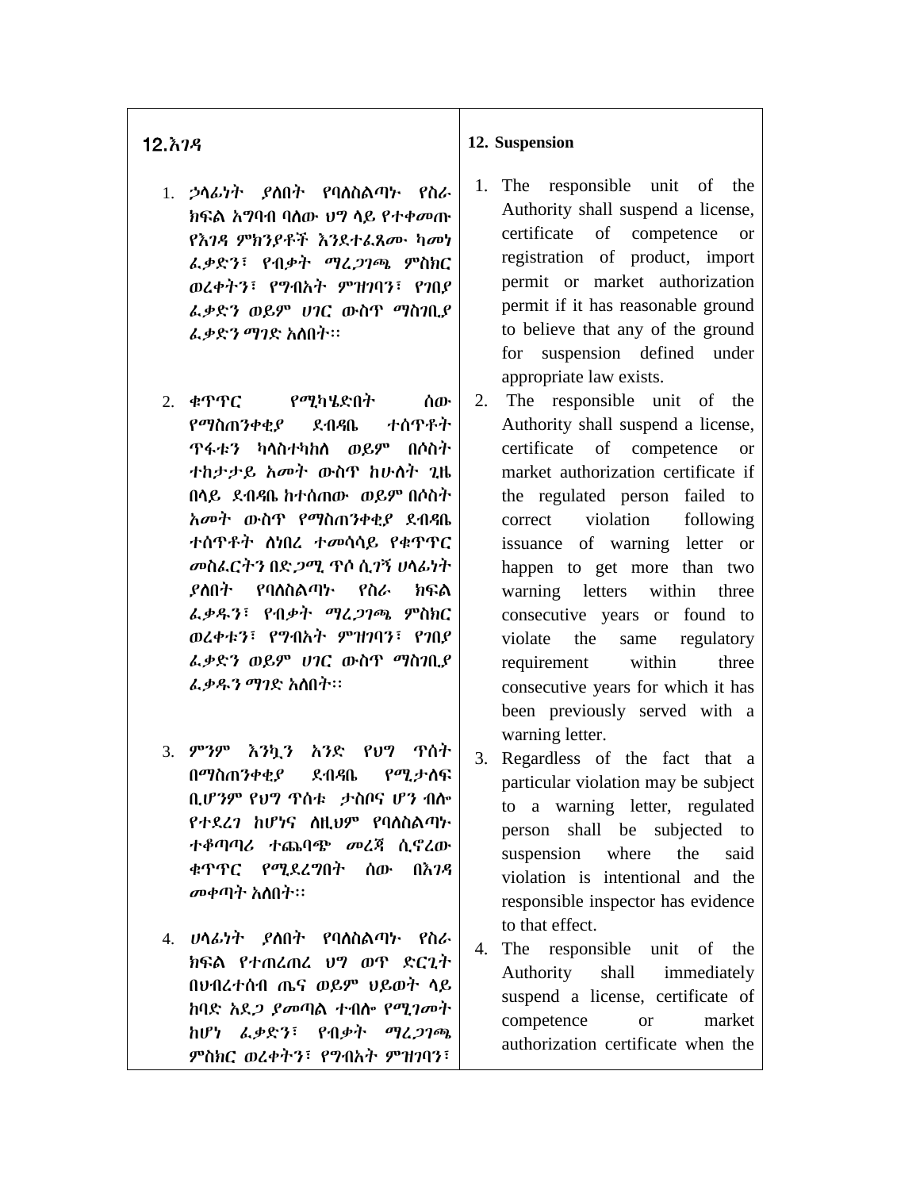## 12.እገዳ

1. ኃላፊነት ያለበት የባለስልጣኑ የስራ ክፍል አግባብ ባለው ህግ ላይ የተቀመጡ የእገዳ ምክንያቶች እንደተፈጸሙ ካመነ ፈቃድን፣ የብቃት ማረጋገጫ ምስክር ወረቀትን፣ የግብአት ምዝገባን፣ የገበያ ፈቃድን ወይም ሀገር ውስጥ ማስገቢያ ፈቃድን ማገድ አለበት፡፡

2. ቁጥጥር የሚካሄድበት ሰው የማስጠንቀቂያ ደብዳቤ ተሰጥቶት ጥፋቱን ካላስተካከለ ወይም በሶስት ተከታታይ አመት ውስጥ ከሁለት ጊዜ በላይ ደብዳቤ ከተሰጠው ወይም በሶስት አመት ውስጥ የማስጠንቀቂያ ደብዳቤ ተሰጥቶት ለነበረ ተመሳሳይ የቁጥጥር መስፈርትን በድጋሚ ጥሶ ሲገኝ ሀላፊነት ያለበት የባለስልጣኑ የስራ ክፍል ፈቃዱን፣ የብቃት ማረጋገጫ ምስክር ወረቀቱን፣ የግብአት ምዝገባን፣ የገበያ ፈቃድን ወይም ሀገር ውስጥ ማስገቢያ ፈቃዱን ማገድ አለበት፡፡

3. ምንም እንኳን አንድ የህግ ጥሰት በማስጠንቀቂያ ደብዳቤ የሚታለፍ ቢሆንም የህግ ጥሰቱ ታስቦና ሆን ብሎ የተደረገ ከሆነና ለዚህም የባለስልጣኑ ተቆጣጣሪ ተጨባጭ መረጃ ሲኖረው ቁጥጥር የሚደረግበት ሰው በእገዳ መቀጣት አለበት፡፡

4. ሀላፊነት ያለበት የባለስልጣኑ የስራ ክፍል የተጠረጠረ ህግ ወጥ ድርጊት በህብረተሰብ ጤና ወይም ህይወት ላይ ከባድ አደጋ ያመጣል ተብሎ የሚገመት ከሆነ ፈቃድን፣ የብቃት ማረጋገጫ ምስክር ወረቀትን፣ የግብአት ምዝገባን፣

## 12. Suspension

1. The responsible unit of the Authority shall suspend a license, certificate of competence or registration of product, import permit or market authorization permit if it has reasonable ground to believe that any of the ground for suspension defined under appropriate law exists.

2. The responsible unit of the Authority shall suspend a license, certificate of competence or market authorization certificate if the regulated person failed to correct violation following issuance of warning letter or happen to get more than two warning letters within three consecutive years or found to violate the same regulatory requirement within three consecutive years for which it has been previously served with a warning letter.

3. Regardless of the fact that a particular violation may be subject to a warning letter, regulated person shall be subjected to suspension where the said violation is intentional and the responsible inspector has evidence to that effect.

4. The responsible unit of the Authority shall immediately suspend a license, certificate of competence or market authorization certificate when the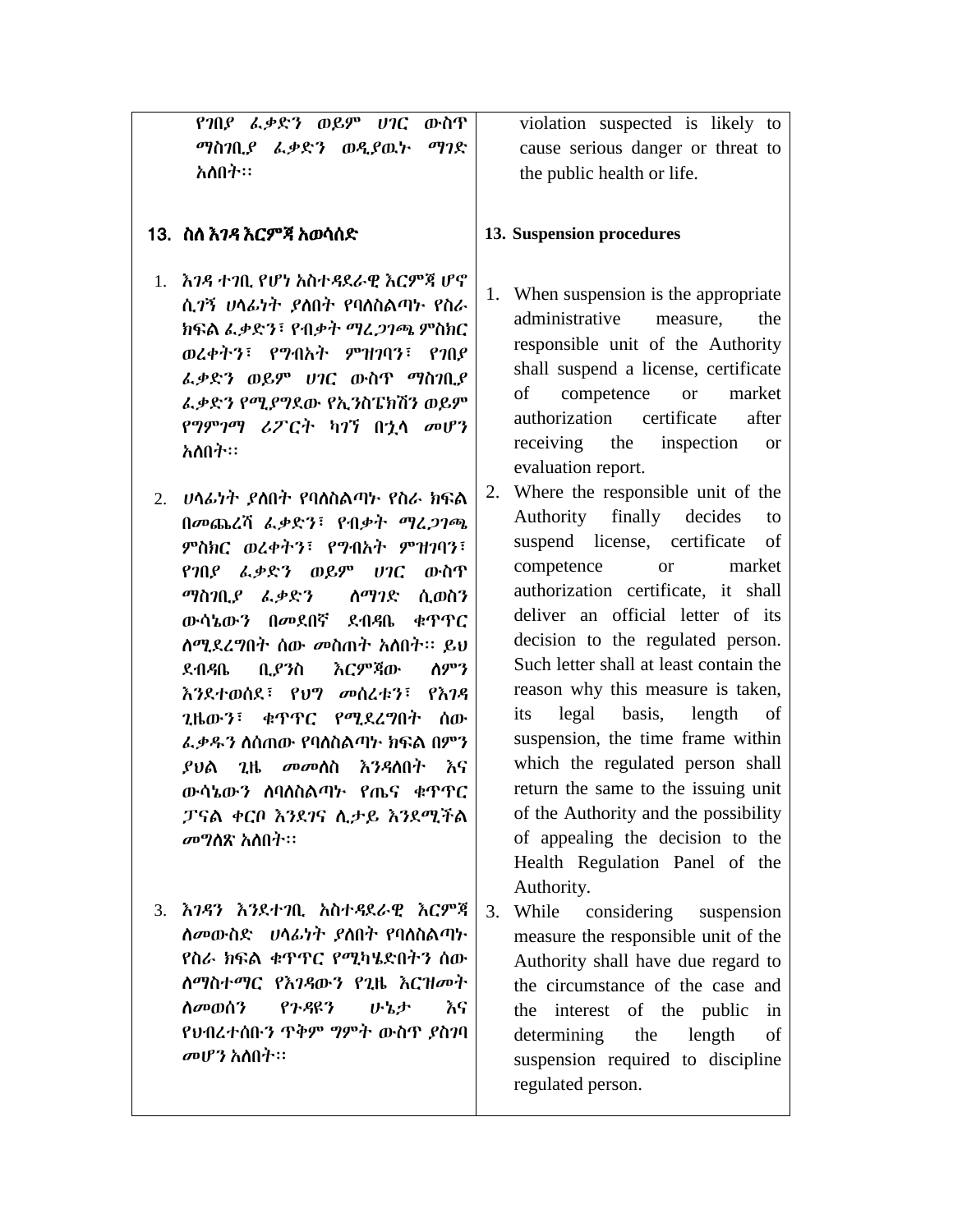| | |
|---|---|
| የገበያ ፈቃድን ወይም ሀገር ውስጥ ማስገቢያ ፈቃድን ወዲያዉኑ ማገድ አለበት፡፡ | violation suspected is likely to cause serious danger or threat to the public health or life. |
| **13. ስለ እገዳ እርምጃ አወሳሰድ** | **13. Suspension procedures** |
| 1. እገዳ ተገቢ የሆነ አስተዳደራዊ እርምጃ ሆኖ ሲገኝ ሀላፊነት ያለበት የባለስልጣኑ የስራ ክፍል ፈቃድን፣ የብቃት ማረጋገጫ ምስክር ወረቀትን፣ የግብአት ምዝገባን፣ የገበያ ፈቃድን ወይም ሀገር ውስጥ ማስገቢያ ፈቃድን የሚያግደው የኢንስፔክሽን ወይም የግምገማ ሪፖርት ካገኘ በኋላ መሆን አለበት፡፡ | 1. When suspension is the appropriate administrative measure, the responsible unit of the Authority shall suspend a license, certificate of competence or market authorization certificate after receiving the inspection or evaluation report. |
| 2. ሀላፊነት ያለበት የባለስልጣኑ የስራ ክፍል በመጨረሻ ፈቃድን፣ የብቃት ማረጋገጫ ምስክር ወረቀትን፣ የግብአት ምዝገባን፣ የገበያ ፈቃድን ወይም ሀገር ውስጥ ማስገቢያ ፈቃድን ለማገድ ሲወስን ውሳኔውን በመደበኛ ደብዳቤ ቁጥጥር ለሚደረግበት ሰው መስጠት አለበት፡፡ ይህ ደብዳቤ ቢያንስ እርምጃው ለምን እንደተወሰደ፣ የህግ መሰረቱን፣ የእገዳ ጊዜውን፣ ቁጥጥር የሚደረግበት ሰው ፈቃዱን ለሰጠው የባለስልጣኑ ክፍል በምን ያህል ጊዜ መመለስ እንዳለበት እና ውሳኔውን ለባለስልጣኑ የጤና ቁጥጥር ፓናል ቀርቦ እንደገና ሊታይ እንደሚችል መግለጽ አለበት፡፡ | 2. Where the responsible unit of the Authority finally decides to suspend license, certificate of competence or market authorization certificate, it shall deliver an official letter of its decision to the regulated person. Such letter shall at least contain the reason why this measure is taken, its legal basis, length of suspension, the time frame within which the regulated person shall return the same to the issuing unit of the Authority and the possibility of appealing the decision to the Health Regulation Panel of the Authority. |
| 3. እገዳን እንደተገቢ አስተዳደራዊ እርምጃ ለመውሰድ ሀላፊነት ያለበት የባለስልጣኑ የስራ ክፍል ቁጥጥር የሚካሄድበትን ሰው ለማስተማር የእገዳውን የጊዜ እርዝመት ለመወሰን የጉዳዩን ሁኔታ እና የህብረተሰቡን ጥቅም ግምት ውስጥ ያስገባ መሆን አለበት፡፡ | 3. While considering suspension measure the responsible unit of the Authority shall have due regard to the circumstance of the case and the interest of the public in determining the length of suspension required to discipline regulated person. |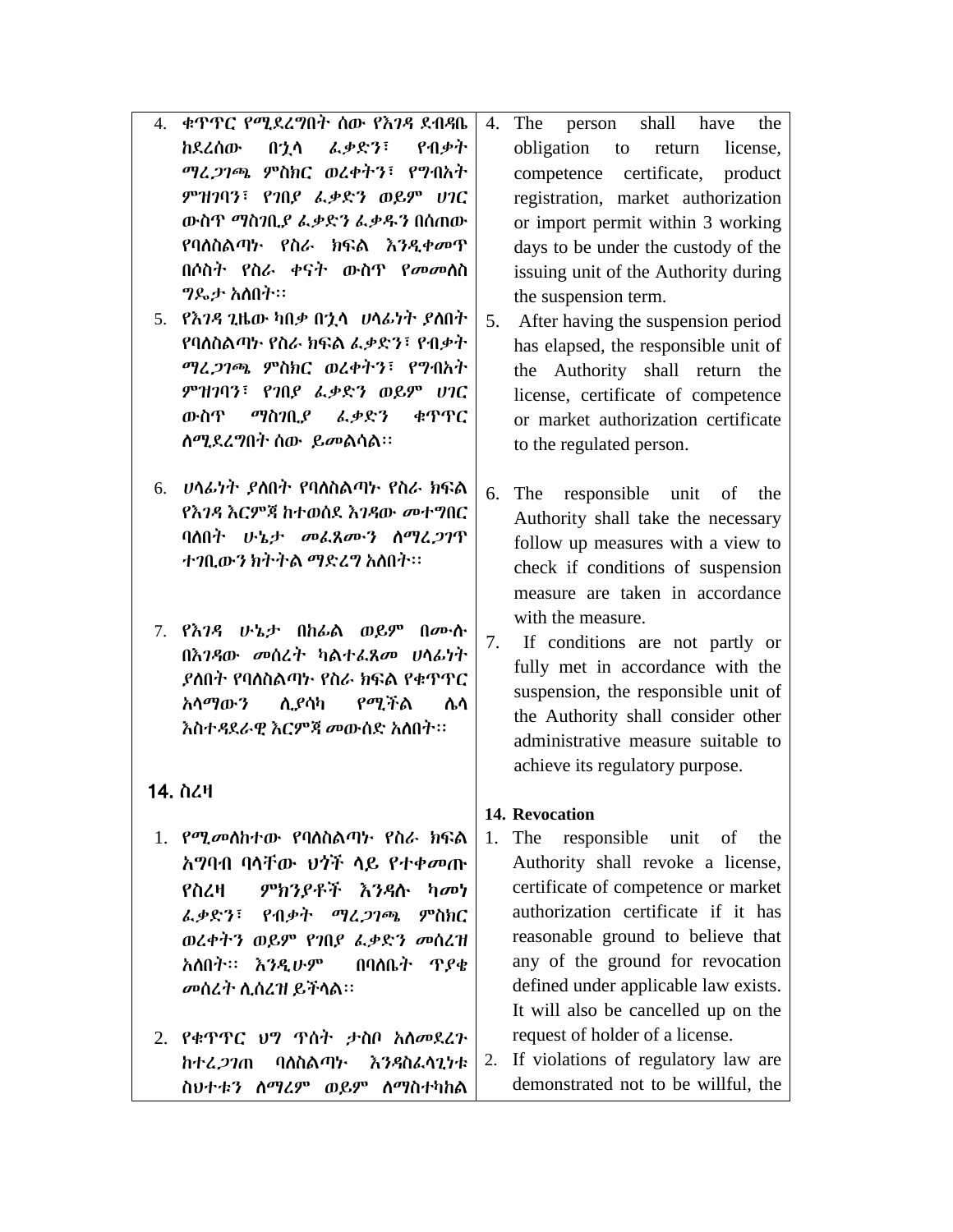4. ቁጥጥር የሚደረግበት ሰው የእገዳ ደብዳቤ ከደረሰው በኋላ ፈቃድን፣ የብቃት ማረጋገጫ ምስክር ወረቀትን፣ የግብአት ምዝገባን፣ የገበያ ፈቃድን ወይም ሀገር ውስጥ ማስገቢያ ፈቃድን ፈቃዱን በሰጠው የባለስልጣኑ የስራ ክፍል እንዲቀመጥ በሶስት የስራ ቀናት ውስጥ የመመለስ ግዴታ አለበት፡፡
5. የእገዳ ጊዜው ካበቃ በኋላ ሀላፊነት ያለበት የባለስልጣኑ የስራ ክፍል ፈቃድን፣ የብቃት ማረጋገጫ ምስክር ወረቀትን፣ የግብአት ምዝገባን፣ የገበያ ፈቃድን ወይም ሀገር ውስጥ ማስገቢያ ፈቃድን ቁጥጥር ለሚደረግበት ሰው ይመልሳል፡፡
6. ሀላፊነት ያለበት የባለስልጣኑ የስራ ክፍል የእገዳ እርምጃ ከተወሰደ እገዳው መተግበር ባለበት ሁኔታ መፈጸሙን ለማረጋገጥ ተገቢውን ክትትል ማድረግ አለበት፡፡
7. የእገዳ ሁኔታ በከፊል ወይም በሙሉ በእገዳው መሰረት ካልተፈጸመ ሀላፊነት ያለበት የባለስልጣኑ የስራ ክፍል የቁጥጥር አላማውን ሊያሳካ የሚችል ሌላ አስተዳደራዊ እርምጃ መውሰድ አለበት፡፡

### 14. ስረዛ

1. የሚመለከተው የባለስልጣኑ የስራ ክፍል አግባብ ባላቸው ህጎች ላይ የተቀመጡ የስረዛ ምክንያቶች እንዳሉ ካመነ ፈቃድን፣ የብቃት ማረጋገጫ ምስክር ወረቀትን ወይም የገበያ ፈቃድን መሰረዝ አለበት፡፡ እንዲሁም በባለቤት ጥያቄ መሰረት ሊሰረዝ ይችላል፡፡
2. የቁጥጥር ህግ ጥሰት ታስቦ አለመደረጉ ከተረጋገጠ ባለስልጣኑ እንዳስፈላጊነቱ ስህተቱን ለማረም ወይም ለማስተካከል

4. The person shall have the obligation to return license, competence certificate, product registration, market authorization or import permit within 3 working days to be under the custody of the issuing unit of the Authority during the suspension term.
5. After having the suspension period has elapsed, the responsible unit of the Authority shall return the license, certificate of competence or market authorization certificate to the regulated person.
6. The responsible unit of the Authority shall take the necessary follow up measures with a view to check if conditions of suspension measure are taken in accordance with the measure.
7. If conditions are not partly or fully met in accordance with the suspension, the responsible unit of the Authority shall consider other administrative measure suitable to achieve its regulatory purpose.

### 14. Revocation

1. The responsible unit of the Authority shall revoke a license, certificate of competence or market authorization certificate if it has reasonable ground to believe that any of the ground for revocation defined under applicable law exists. It will also be cancelled up on the request of holder of a license.
2. If violations of regulatory law are demonstrated not to be willful, the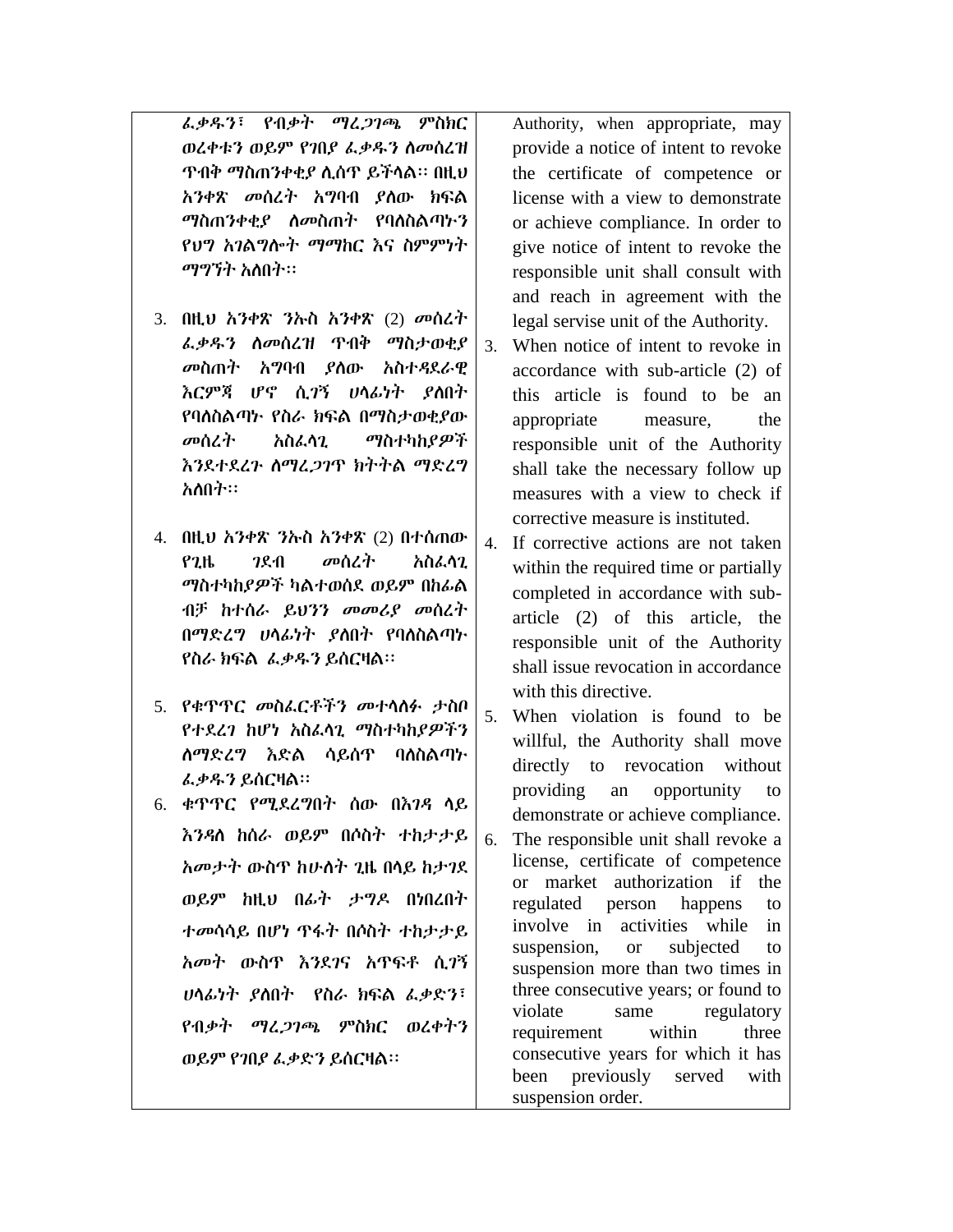ፈቃዱን፣ የብቃት ማረጋገጫ ምስክር ወረቀቱን ወይም የገበያ ፈቃዱን ለመሰረዝ ጥብቅ ማስጠንቀቂያ ሊሰጥ ይችላል፡፡ በዚህ አንቀጽ መሰረት አግባብ ያለው ክፍል ማስጠንቀቂያ ለመስጠት የባለስልጣኑን የህግ አገልግሎት ማማከር እና ስምምነት ማግኘት አለበት፡፡

3. በዚህ አንቀጽ ንኡስ አንቀጽ (2) መሰረት ፈቃዱን ለመሰረዝ ጥብቅ ማስታወቂያ መስጠት አግባብ ያለው አስተዳደራዊ እርምጃ ሆኖ ሲገኝ ሀላፊነት ያለበት የባለስልጣኑ የስራ ክፍል በማስታወቂያው መሰረት አስፈላጊ ማስተካከያዎች እንደተደረጉ ለማረጋገጥ ክትትል ማድረግ አለበት፡፡

4. በዚህ አንቀጽ ንኡስ አንቀጽ (2) በተሰጠው የጊዜ ገደብ መሰረት አስፈላጊ ማስተካከያዎች ካልተወሰዱ ወይም በከፊል ብቻ ከተሰራ ይህንን መመሪያ መሰረት በማድረግ ሀላፊነት ያለበት የባለስልጣኑ የስራ ክፍል ፈቃዱን ይሰርዛል፡፡

5. የቁጥጥር መስፈርቶችን መተላለፉ ታስቦ የተደረገ ከሆነ አስፈላጊ ማስተካከያዎችን ለማድረግ እድል ሳይሰጥ ባለስልጣኑ ፈቃዱን ይሰርዛል፡፡

6. ቁጥጥር የሚደረግበት ሰው በእገዳ ላይ እንዳለ ከሰራ ወይም በሶስት ተከታታይ አመታት ውስጥ ከሁለት ጊዜ በላይ ከታገደ ወይም ከዚህ በፊት ታግዶ በነበረበት ተመሳሳይ በሆነ ጥፋት በሶስት ተከታታይ አመት ውስጥ እንደገና አጥፍቶ ሲገኝ ሀላፊነት ያለበት የስራ ክፍል ፈቃድን፣ የብቃት ማረጋገጫ ምስክር ወረቀትን ወይም የገበያ ፈቃድን ይሰርዛል፡፡

Authority, when appropriate, may provide a notice of intent to revoke the certificate of competence or license with a view to demonstrate or achieve compliance. In order to give notice of intent to revoke the responsible unit shall consult with and reach in agreement with the legal servise unit of the Authority.

3. When notice of intent to revoke in accordance with sub-article (2) of this article is found to be an appropriate measure, the responsible unit of the Authority shall take the necessary follow up measures with a view to check if corrective measure is instituted.

4. If corrective actions are not taken within the required time or partially completed in accordance with sub-article (2) of this article, the responsible unit of the Authority shall issue revocation in accordance with this directive.

5. When violation is found to be willful, the Authority shall move directly to revocation without providing an opportunity to demonstrate or achieve compliance.

6. The responsible unit shall revoke a license, certificate of competence or market authorization if the regulated person happens to involve in activities while in suspension, or subjected to suspension more than two times in three consecutive years; or found to violate same regulatory requirement within three consecutive years for which it has been previously served with suspension order.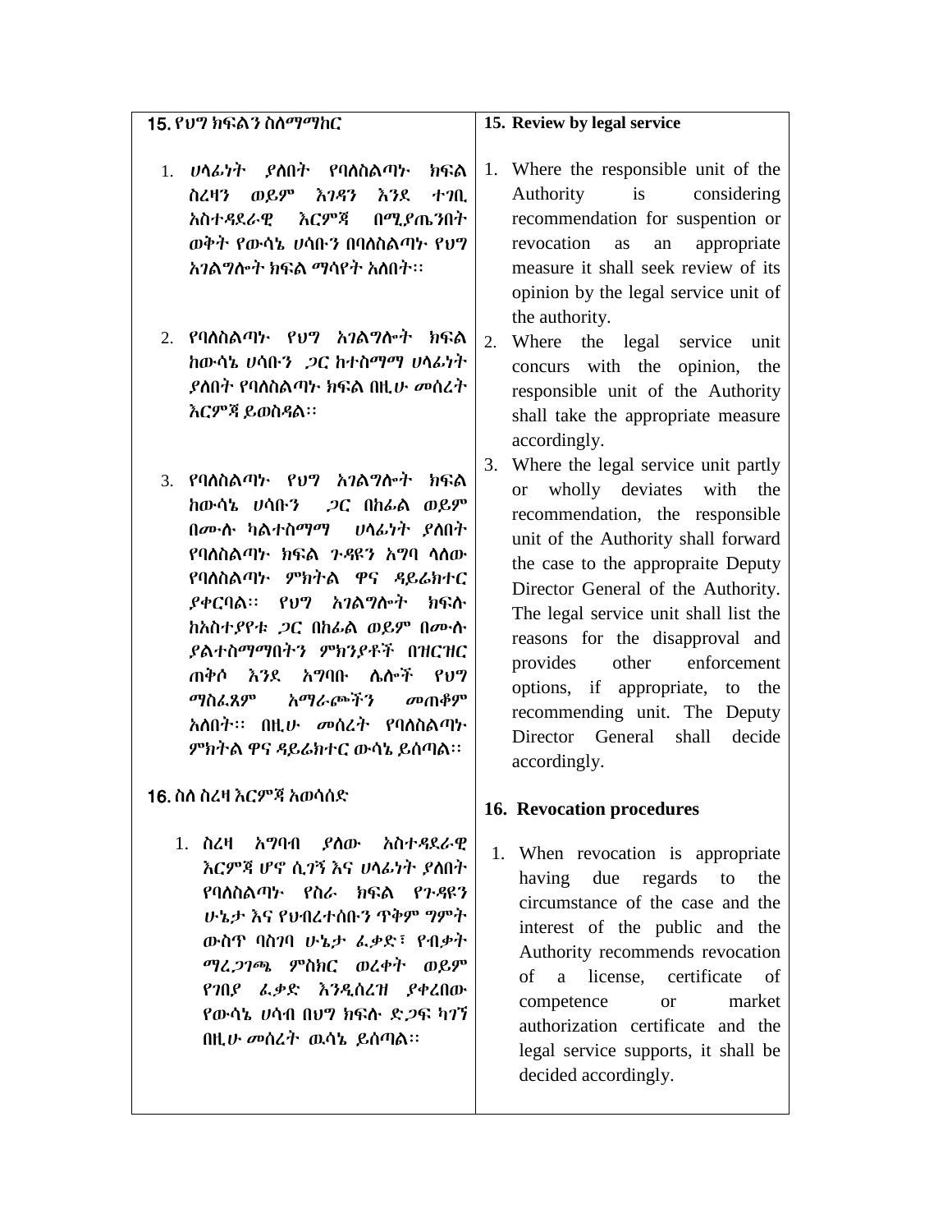## 15. የህግ ክፍልን ስለማማከር

1. ሀላፊነት ያለበት የባለስልጣኑ ክፍል ስረዛን ወይም እገዳን እንደ ተገቢ አስተዳደራዊ እርምጃ በሚያጤንበት ወቅት የውሳኔ ሀሳቡን በባለስልጣኑ የህግ አገልግሎት ክፍል ማሳየት አለበት፡፡

2. የባለስልጣኑ የህግ አገልግሎት ክፍል ከውሳኔ ሀሳቡን ጋር ከተስማማ ሀላፊነት ያለበት የባለስልጣኑ ክፍል በዚሁ መሰረት እርምጃ ይወስዳል፡፡

3. የባለስልጣኑ የህግ አገልግሎት ክፍል ከውሳኔ ሀሳቡን ጋር በከፊል ወይም በሙሉ ካልተስማማ ሀላፊነት ያለበት የባለስልጣኑ ክፍል ጉዳዩን አግባ ላለው የባለስልጣኑ ምክትል ዋና ዳይሬክተር ያቀርባል፡፡ የህግ አገልግሎት ክፍሉ ከአስተያየቱ ጋር በከፊል ወይም በሙሉ ያልተስማማበትን ምክንያቶች በዝርዝር ጠቅሶ እንደ አግባቡ ሌሎች የህግ ማስፈጸም አማራጮችን መጠቆም አለበት፡፡ በዚሁ መሰረት የባለስልጣኑ ምክትል ዋና ዳይሬክተር ውሳኔ ይሰጣል፡፡

## 16. ስለ ስረዛ እርምጃ አወሳሰድ

1. ስረዛ አግባብ ያለው አስተዳደራዊ እርምጃ ሆኖ ሲገኝ እና ሀላፊነት ያለበት የባለስልጣኑ የስራ ክፍል የጉዳዩን ሁኔታ እና የህብረተሰቡን ጥቅም ግምት ውስጥ ባስገባ ሁኔታ ፈቃድ፣ የብቃት ማረጋገጫ ምስክር ወረቀት ወይም የገበያ ፈቃድ እንዲሰረዝ ያቀረበው የውሳኔ ሀሳብ በህግ ክፍሉ ድጋፍ ካገኘ በዚሁ መሰረት ዉሳኔ ይሰጣል፡፡

## 15. Review by legal service

1. Where the responsible unit of the Authority is considering recommendation for suspention or revocation as an appropriate measure it shall seek review of its opinion by the legal service unit of the authority.

2. Where the legal service unit concurs with the opinion, the responsible unit of the Authority shall take the appropriate measure accordingly.

3. Where the legal service unit partly or wholly deviates with the recommendation, the responsible unit of the Authority shall forward the case to the appropraite Deputy Director General of the Authority. The legal service unit shall list the reasons for the disapproval and provides other enforcement options, if appropriate, to the recommending unit. The Deputy Director General shall decide accordingly.

## 16. Revocation procedures

1. When revocation is appropriate having due regards to the circumstance of the case and the interest of the public and the Authority recommends revocation of a license, certificate of competence or market authorization certificate and the legal service supports, it shall be decided accordingly.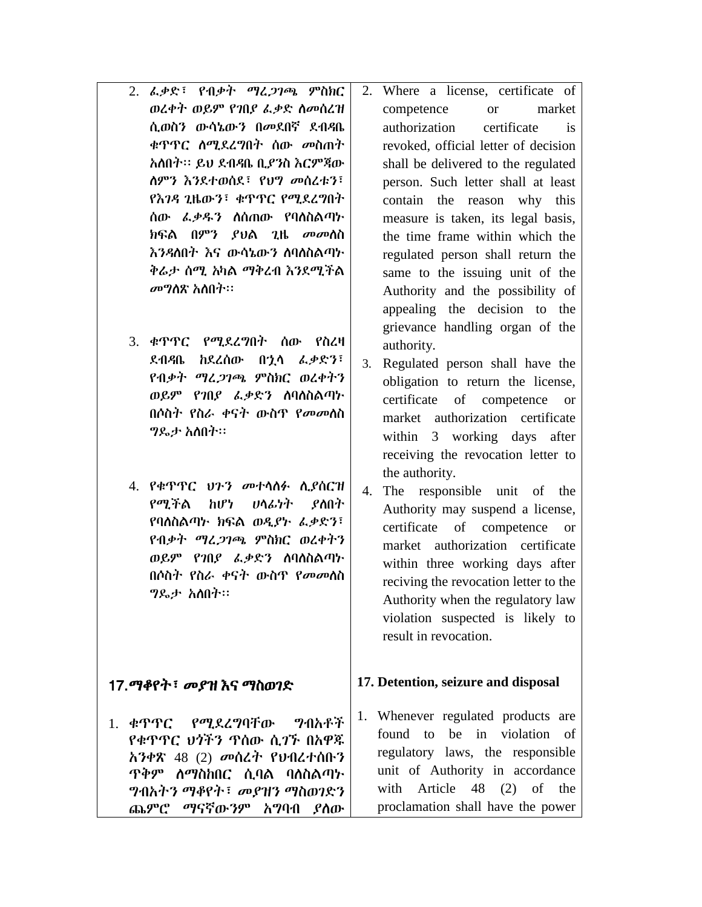| | |
|---|---|
| 2. ፈቃድ፣ የብቃት ማረጋገጫ ምስክር ወረቀት ወይም የገበያ ፈቃድ ለመሰረዝ ሲወስን ውሳኔውን በመደበኛ ደብዳቤ ቁጥጥር ለሚደረግበት ሰው መስጠት አለበት፡፡ ይህ ደብዳቤ ቢያንስ እርምጃው ለምን እንደተወሰደ፣ የህግ መሰረቱን፣ የእገዳ ጊዜውን፣ ቁጥጥር የሚደረግበት ሰው ፈቃዱን ለሰጠው የባለስልጣኑ ክፍል በምን ያህል ጊዜ መመለስ እንዳለበት እና ውሳኔውን ለባለስልጣኑ ቅሬታ ሰሚ አካል ማቅረብ እንደሚችል መግለጽ አለበት፡፡ | 2. Where a license, certificate of competence or market authorization certificate is revoked, official letter of decision shall be delivered to the regulated person. Such letter shall at least contain the reason why this measure is taken, its legal basis, the time frame within which the regulated person shall return the same to the issuing unit of the Authority and the possibility of appealing the decision to the grievance handling organ of the authority. |
| 3. ቁጥጥር የሚደረግበት ሰው የስረዛ ደብዳቤ ከደረሰው በኋላ ፈቃድን፣ የብቃት ማረጋገጫ ምስክር ወረቀትን ወይም የገበያ ፈቃድን ለባለስልጣኑ በሶስት የስራ ቀናት ውስጥ የመመለስ ግዴታ አለበት፡፡ | 3. Regulated person shall have the obligation to return the license, certificate of competence or market authorization certificate within 3 working days after receiving the revocation letter to the authority. |
| 4. የቁጥጥር ህጉን መተላለፉ ሊያሰርዝ የሚችል ከሆነ ሀላፊነት ያለበት የባለስልጣኑ ክፍል ወዲያኑ ፈቃድን፣ የብቃት ማረጋገጫ ምስክር ወረቀትን ወይም የገበያ ፈቃድን ለባለስልጣኑ በሶስት የስራ ቀናት ውስጥ የመመለስ ግዴታ አለበት፡፡ | 4. The responsible unit of the Authority may suspend a license, certificate of competence or market authorization certificate within three working days after reciving the revocation letter to the Authority when the regulatory law violation suspected is likely to result in revocation. |
| **17. ማቆየት፣ መያዝ እና ማስወገድ** | **17. Detention, seizure and disposal** |
| 1. ቁጥጥር የሚደረግባቸው ግብአቶች የቁጥጥር ህጎችን ጥሰው ሲገኙ በአዋጁ አንቀጽ 48 (2) መሰረት የህብረተሰቡን ጥቅም ለማስከበር ሲባል ባለስልጣኑ ግብአትን ማቆየት፣ መያዝን ማስወገድን ጨምሮ ማናኛውንም አግባብ ያለው | 1. Whenever regulated products are found to be in violation of regulatory laws, the responsible unit of Authority in accordance with Article 48 (2) of the proclamation shall have the power |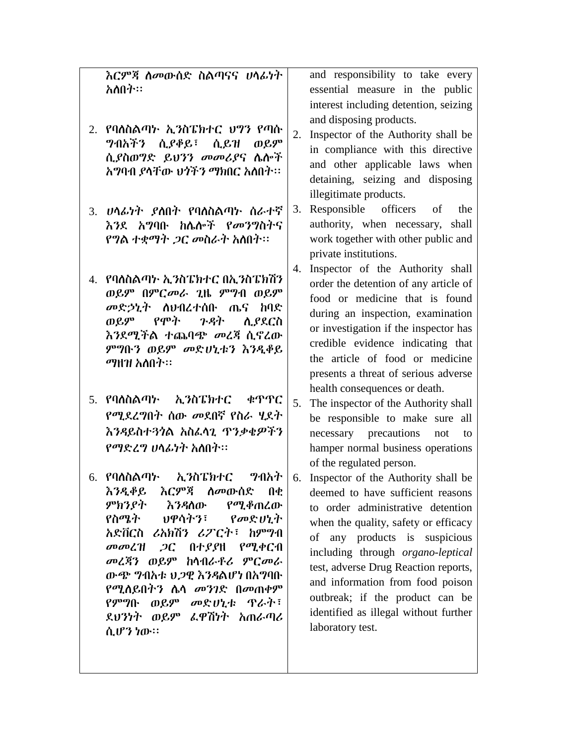| | |
|---|---|
| እርምጃ ለመውሰድ ስልጣናና ሀላፊነት አለበት፡፡ | and responsibility to take every essential measure in the public interest including detention, seizing and disposing products. |
| 2. የባለስልጣኑ ኢንስፔክተር ህግን የጣሱ ግብአችን ሲያቆይ፣ ሲይዝ ወይም ሲያስወግድ ይህንን መመሪያና ሌሎች አግባብ ያላቸው ህጎችን ማክበር አለበት፡፡ | 2. Inspector of the Authority shall be in compliance with this directive and other applicable laws when detaining, seizing and disposing illegitimate products. |
| 3. ሀላፊነት ያለበት የባለስልጣኑ ሰራተኛ እንደ አግባቡ ከሌሎች የመንግስትና የግል ተቋማት ጋር መስራት አለበት፡፡ | 3. Responsible officers of the authority, when necessary, shall work together with other public and private institutions. |
| 4. የባለስልጣኑ ኢንስፔክተር በኢንስፔክሽን ወይም በምርመራ ጊዜ ምግብ ወይም መድኃኒት ለህብረተሰቡ ጤና ከባድ ወይም የሞት ጉዳት ሲያደርስ እንደሚችል ተጨባጭ መረጃ ሲኖረው ምግቡን ወይም መድሀኒቱን እንዲቆይ ማዘዝ አለበት፡፡ | 4. Inspector of the Authority shall order the detention of any article of food or medicine that is found during an inspection, examination or investigation if the inspector has credible evidence indicating that the article of food or medicine presents a threat of serious adverse health consequences or death. |
| 5. የባለስልጣኑ ኢንስፔክተር ቁጥጥር የሚደረግበት ሰው መደበኛ የስራ ሂደት እንዳይስተጓጎል አስፈላጊ ጥንቃቄዎችን የማድረግ ሀላፊነት አለበት፡፡ | 5. The inspector of the Authority shall be responsible to make sure all necessary precautions not to hamper normal business operations of the regulated person. |
| 6. የባለስልጣኑ ኢንስፔክተር ግብአት እንዲቆይ እርምጃ ለመውሰድ በቂ ምክንያት እንዳለው የሚቆጠረው የስሜት ህዋሳትን፣ የመድሀኒት አድቨርስ ሪአክሽን ሪፖርት፣ ከምግብ መመረዝ ጋር በተያያዘ የሚቀርብ መረጃን ወይም ከላብራቶሪ ምርመራ ውጭ ግብአቱ ህጋዊ እንዳልሆነ በአግባቡ የሚለይበትን ሌላ መንገድ በመጠቀም የምግቡ ወይም መድሀኒቱ ጥራት፣ ደህንነት ወይም ፈዋሽነት አጠራጣሪ ሲሆን ነው፡፡ | 6. Inspector of the Authority shall be deemed to have sufficient reasons to order administrative detention when the quality, safety or efficacy of any products is suspicious including through *organo-leptical* test, adverse Drug Reaction reports, and information from food poison outbreak; if the product can be identified as illegal without further laboratory test. |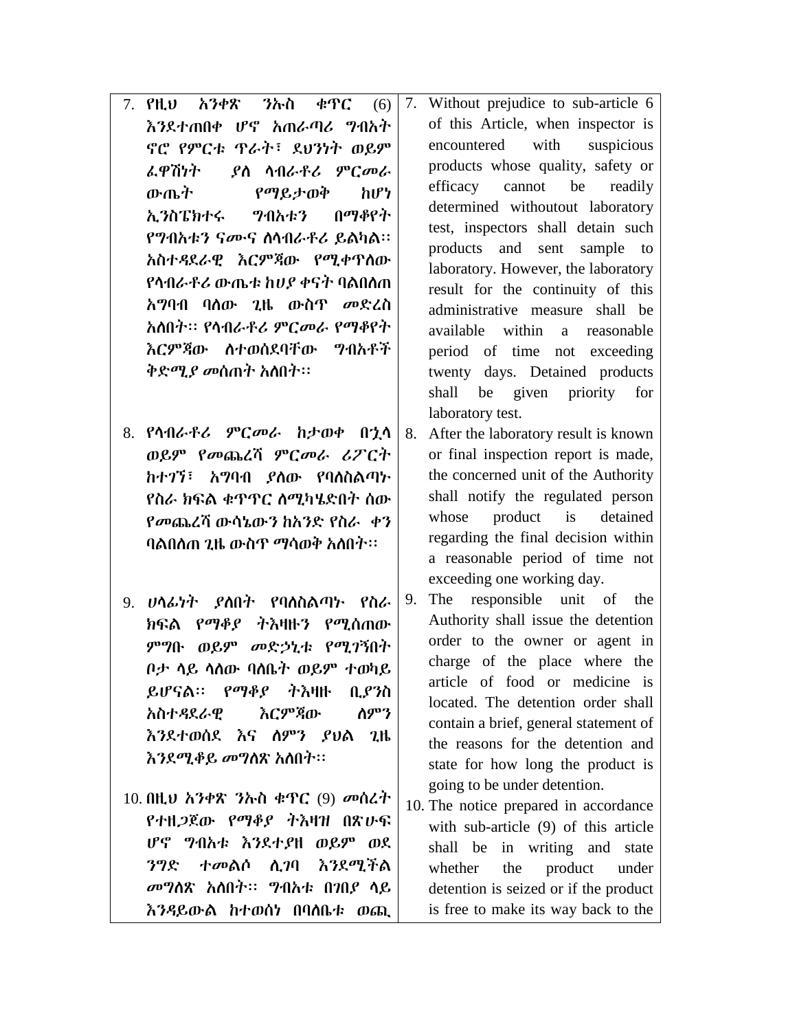| | |
|---|---|
| 7. የዚህ አንቀጽ ንኡስ ቁጥር (6) እንደተጠበቀ ሆኖ አጠራጣሪ ግብአት ኖሮ የምርቱ ጥራት፣ ደህንነት ወይም ፈዋሽነት ያለ ላብራቶሪ ምርመራ ውጤት የማይታወቅ ከሆነ ኢንስፔክተሩ ግብአቱን በማቆየት የግብአቱን ናሙና ለላብራቶሪ ይልካል፡፡ አስተዳደራዊ እርምጃው የሚቀጥለው የላብራቶሪ ውጤቱ ከሀያ ቀናት ባልበለጠ አግባብ ባለው ጊዜ ውስጥ መድረስ አለበት፡፡ የላብራቶሪ ምርመራ የማቆየት እርምጃው ለተወሰደባቸው ግብአቶች ቅድሚያ መሰጠት አለበት፡፡ | 7. Without prejudice to sub-article 6 of this Article, when inspector is encountered with suspicious products whose quality, safety or efficacy cannot be readily determined withoutout laboratory test, inspectors shall detain such products and sent sample to laboratory. However, the laboratory result for the continuity of this administrative measure shall be available within a reasonable period of time not exceeding twenty days. Detained products shall be given priority for laboratory test. |
| 8. የላብራቶሪ ምርመራ ከታወቀ በኋላ ወይም የመጨረሻ ምርመራ ሪፖርት ከተገኘ፣ አግባብ ያለው የባለስልጣኑ የስራ ክፍል ቁጥጥር ለሚካሄድበት ሰው የመጨረሻ ውሳኔውን ከአንድ የስራ ቀን ባልበለጠ ጊዜ ውስጥ ማሳወቅ አለበት፡፡ | 8. After the laboratory result is known or final inspection report is made, the concerned unit of the Authority shall notify the regulated person whose product is detained regarding the final decision within a reasonable period of time not exceeding one working day. |
| 9. ሀላፊነት ያለበት የባለስልጣኑ የስራ ክፍል የማቆያ ትእዛዙን የሚሰጠው ምግቡ ወይም መድኃኒቱ የሚገኝበት ቦታ ላይ ላለው ባለቤት ወይም ተወካይ ይሆናል፡፡ የማቆያ ትእዛዙ ቢያንስ አስተዳደራዊ እርምጃው ለምን እንደተወሰደ እና ለምን ያህል ጊዜ እንደሚቆይ መግለጽ አለበት፡፡ | 9. The responsible unit of the Authority shall issue the detention order to the owner or agent in charge of the place where the article of food or medicine is located. The detention order shall contain a brief, general statement of the reasons for the detention and state for how long the product is going to be under detention. |
| 10. በዚህ አንቀጽ ንኡስ ቁጥር (9) መሰረት የተዘጋጀው የማቆያ ትእዛዝ በጽሁፍ ሆኖ ግብአቱ እንደተያዘ ወይም ወደ ንግድ ተመልሶ ሊገባ እንደሚችል መግለጽ አለበት፡፡ ግብአቱ በገበያ ላይ እንዳይውል ከተወሰነ በባለቤቱ ወጪ | 10. The notice prepared in accordance with sub-article (9) of this article shall be in writing and state whether the product under detention is seized or if the product is free to make its way back to the |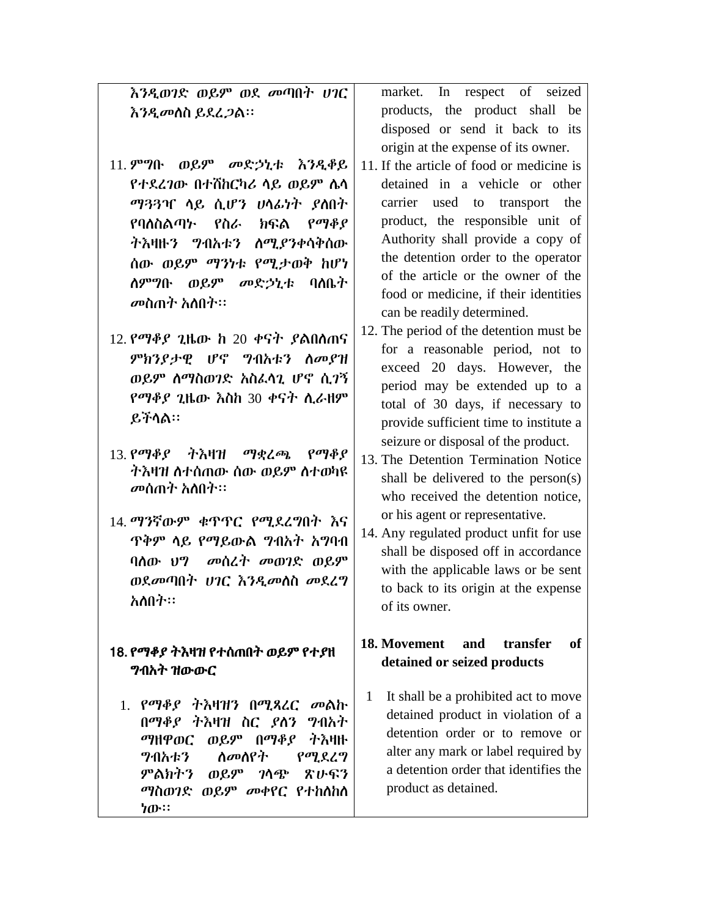እንዲወገድ ወይም ወደ መጣበት ሀገር እንዲመለስ ይደረጋል፡፡

11. ምግቡ ወይም መድኃኒቱ እንዲቆይ የተደረገው በተሸከርካሪ ላይ ወይም ሌላ ማጓጓዣ ላይ ሲሆን ሀላፊነት ያለበት የባለስልጣኑ የስራ ክፍል የማቆያ ትእዛዙን ግብአቱን ለሚያንቀሳቅሰው ሰው ወይም ማንነቱ የሚታወቅ ከሆነ ለምግቡ ወይም መድኃኒቱ ባለቤት መስጠት አለበት፡፡

12. የማቆያ ጊዜው ከ 20 ቀናት ያልበለጠና ምክንያታዊ ሆኖ ግብአቱን ለመያዝ ወይም ለማስወገድ አስፈላጊ ሆኖ ሲገኝ የማቆያ ጊዜው እስከ 30 ቀናት ሊራዘም ይችላል፡፡

13. የማቆያ ትእዛዝ ማቋረጫ የማቆያ ትእዛዝ ለተሰጠው ሰው ወይም ለተወካዩ መሰጠት አለበት፡፡

14. ማንኛውም ቁጥጥር የሚደረግበት እና ጥቅም ላይ የማይውል ግብአት አግባብ ባለው ህግ መሰረት መወገድ ወይም ወደመጣበት ሀገር እንዲመለስ መደረግ አለበት፡፡

market. In respect of seized products, the product shall be disposed or send it back to its origin at the expense of its owner.

11. If the article of food or medicine is detained in a vehicle or other carrier used to transport the product, the responsible unit of Authority shall provide a copy of the detention order to the operator of the article or the owner of the food or medicine, if their identities can be readily determined.

12. The period of the detention must be for a reasonable period, not to exceed 20 days. However, the period may be extended up to a total of 30 days, if necessary to provide sufficient time to institute a seizure or disposal of the product.

13. The Detention Termination Notice shall be delivered to the person(s) who received the detention notice, or his agent or representative.

14. Any regulated product unfit for use shall be disposed off in accordance with the applicable laws or be sent to back to its origin at the expense of its owner.

**18. የማቆያ ትእዛዝ የተሰጠበት ወይም የተያዘ ግብአት ዝውውር**

1. የማቆያ ትእዛዝን በሚጻረር መልኩ በማቆያ ትእዛዝ ስር ያለን ግብአት ማዘዋወር ወይም በማቆያ ትእዛዙ ግብአቱን ለመለየት የሚደረግ ምልክትን ወይም ገላጭ ጽሁፍን ማስወገድ ወይም መቀየር የተከለከለ ነው፡፡

**18. Movement and transfer of detained or seized products**

1. It shall be a prohibited act to move detained product in violation of a detention order or to remove or alter any mark or label required by a detention order that identifies the product as detained.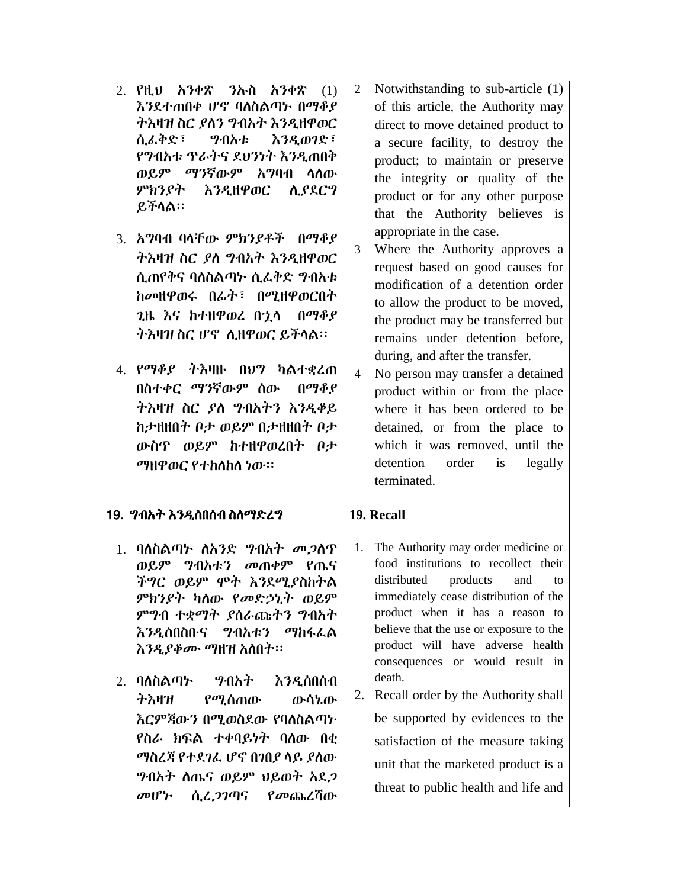2. የዚህ አንቀጽ ንኡስ አንቀጽ (1) እንደተጠበቀ ሆኖ ባለስልጣኑ በማቆያ ትእዛዝ ስር ያለን ግብአት እንዲዘዋወር ሲፈቅድ፣ ግብአቱ እንዲወገድ፣ የግብአቱ ጥራትና ደህንነት እንዲጠበቅ ወይም ማንኛውም አግባብ ላለው ምክንያት እንዲዘዋወር ሊያደርግ ይችላል፡፡

3. አግባብ ባላቸው ምክንያቶች በማቆያ ትእዛዝ ስር ያለ ግብአት እንዲዘዋወር ሲጠየቅና ባለስልጣኑ ሲፈቅድ ግብአቱ ከመዘዋወሩ በፊት፣ በሚዘዋወርበት ጊዜ እና ከተዘዋወረ በኋላ በማቆያ ትእዛዝ ስር ሆኖ ሊዘዋወር ይችላል፡፡

4. የማቆያ ትእዛዙ በህግ ካልተቋረጠ በስተቀር ማንኛውም ሰው በማቆያ ትእዛዝ ስር ያለ ግብአትን እንዲቆይ ከታዘዘበት ቦታ ወይም በታዘዘበት ቦታ ውስጥ ወይም ከተዘዋወረበት ቦታ ማዘዋወር የተከለከለ ነው፡፡

2. Notwithstanding to sub-article (1) of this article, the Authority may direct to move detained product to a secure facility, to destroy the product; to maintain or preserve the integrity or quality of the product or for any other purpose that the Authority believes is appropriate in the case.

3. Where the Authority approves a request based on good causes for modification of a detention order to allow the product to be moved, the product may be transferred but remains under detention before, during, and after the transfer.

4. No person may transfer a detained product within or from the place where it has been ordered to be detained, or from the place to which it was removed, until the detention order is legally terminated.

## 19. ግብአት እንዲሰበሰብ ስለማድረግ

1. ባለስልጣኑ ለአንድ ግብአት መጋለጥ ወይም ግብአቱን መጠቀም የጤና ችግር ወይም ሞት እንደሚያስከትል ምክንያት ካለው የመድኃኒት ወይም ምግብ ተቋማት ያሰራጩትን ግብአት እንዲሰበስቡና ግብአቱን ማከፋፈል እንዲያቆሙ ማዘዝ አለበት፡፡

2. ባለስልጣኑ ግብአት እንዲሰበሰብ ትእዛዝ የሚሰጠው ውሳኔው እርምጃውን በሚወስደው የባለስልጣኑ የስራ ክፍል ተቀባይነት ባለው በቂ ማስረጃ የተደገፈ ሆኖ በገበያ ላይ ያለው ግብአት ለጤና ወይም ህይወት አደጋ መሆኑ ሲረጋገጥና የመጨረሻው

## 19. Recall

1. The Authority may order medicine or food institutions to recollect their distributed products and to immediately cease distribution of the product when it has a reason to believe that the use or exposure to the product will have adverse health consequences or would result in death.

2. Recall order by the Authority shall be supported by evidences to the satisfaction of the measure taking unit that the marketed product is a threat to public health and life and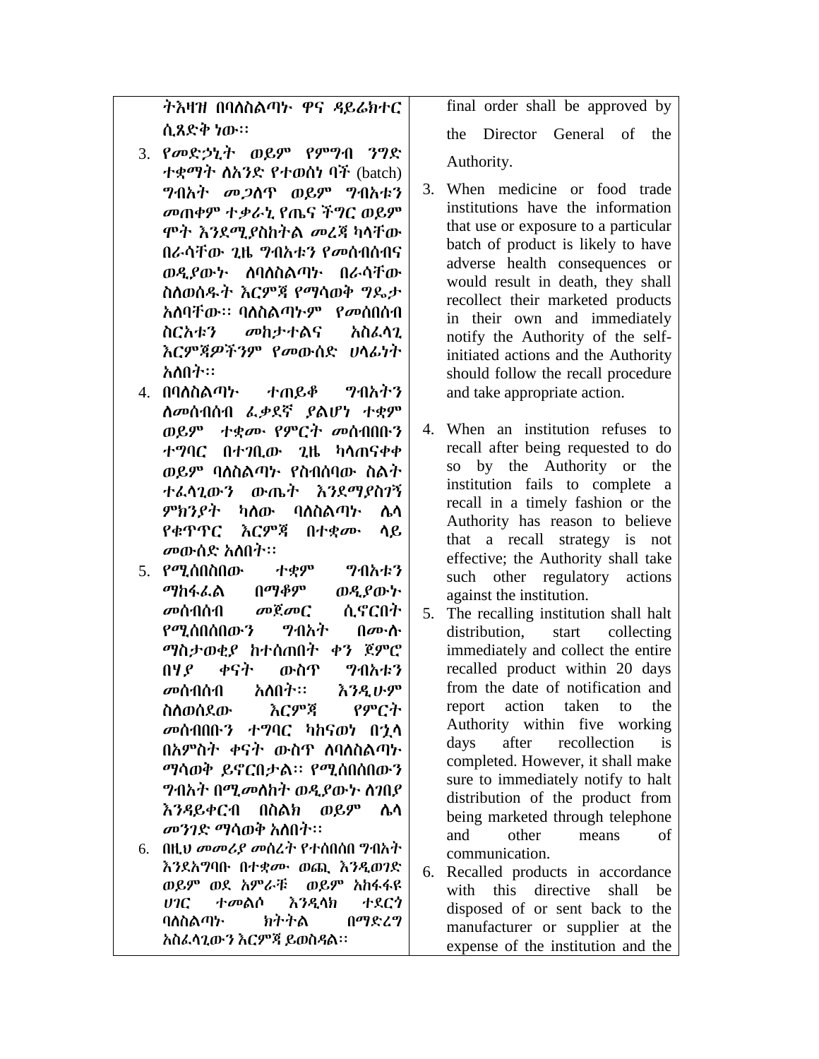ትእዛዝ በባለስልጣኑ ዋና ዳይሬክተር ሲጸድቅ ነው፡፡

3. የመድኃኒት ወይም የምግብ ንግድ ተቋማት ለአንድ የተወሰነ ባች (batch) ግብአት መጋለጥ ወይም ግብአቱን መጠቀም ተቃራኒ የጤና ችግር ወይም ሞት እንደሚያስከትል መረጃ ካላቸው በራሳቸው ጊዜ ግብአቱን የመሰብሰብና ወዲያውኑ ለባለስልጣኑ በራሳቸው ስለወሰዱት እርምጃ የማሳወቅ ግዴታ አለባቸው፡፡ ባለስልጣኑም የመሰበሰብ ስርአቱን መከታተልና አስፈላጊ እርምጃዎችንም የመውሰድ ሀላፊነት አለበት፡፡
4. በባለስልጣኑ ተጠይቆ ግብአትን ለመሰብሰብ ፈቃደኛ ያልሆነ ተቋም ወይም ተቋሙ የምርት መሰብበቡን ተግባር በተገቢው ጊዜ ካላጠናቀቀ ወይም ባለስልጣኑ የስብሰባው ስልት ተፈላጊውን ውጤት እንደማያስገኝ ምክንያት ካለው ባለስልጣኑ ሌላ የቁጥጥር እርምጃ በተቋሙ ላይ መውሰድ አለበት፡፡
5. የሚሰበስበው ተቋም ግብአቱን ማከፋፈል በማቆም ወዲያውኑ መሰብሰብ መጀመር ሲኖርበት የሚሰበሰበውን ግብአት በሙሉ ማስታወቂያ ከተሰጠበት ቀን ጀምሮ በሃያ ቀናት ውስጥ ግብአቱን መሰብሰብ አለበት፡፡ እንዲሁም ስለወሰደው እርምጃ የምርት መሰብበቡን ተግባር ካከናወነ በኂላ በአምስት ቀናት ውስጥ ለባለስልጣኑ ማሳወቅ ይኖርበታል፡፡ የሚሰበሰበውን ግብአት በሚመለከት ወዲያውኑ ለገበያ እንዳይቀርብ በስልክ ወይም ሌላ መንገድ ማሳወቅ አለበት፡፡
6. በዚህ መመሪያ መሰረት የተሰበሰበ ግብአት እንደአግባቡ በተቋሙ ወጪ እንዲወገድ ወይም ወደ አምራቹ ወይም አከፋፋዩ ሀገር ተመልሶ እንዲላክ ተደርጎ ባለስልጣኑ ክትትል በማድረግ አስፈላጊውን እርምጃ ይወስዳል፡፡

final order shall be approved by the Director General of the Authority.

3. When medicine or food trade institutions have the information that use or exposure to a particular batch of product is likely to have adverse health consequences or would result in death, they shall recollect their marketed products in their own and immediately notify the Authority of the self-initiated actions and the Authority should follow the recall procedure and take appropriate action.
4. When an institution refuses to recall after being requested to do so by the Authority or the institution fails to complete a recall in a timely fashion or the Authority has reason to believe that a recall strategy is not effective; the Authority shall take such other regulatory actions against the institution.
5. The recalling institution shall halt distribution, start collecting immediately and collect the entire recalled product within 20 days from the date of notification and report action taken to the Authority within five working days after recollection is completed. However, it shall make sure to immediately notify to halt distribution of the product from being marketed through telephone and other means of communication.
6. Recalled products in accordance with this directive shall be disposed of or sent back to the manufacturer or supplier at the expense of the institution and the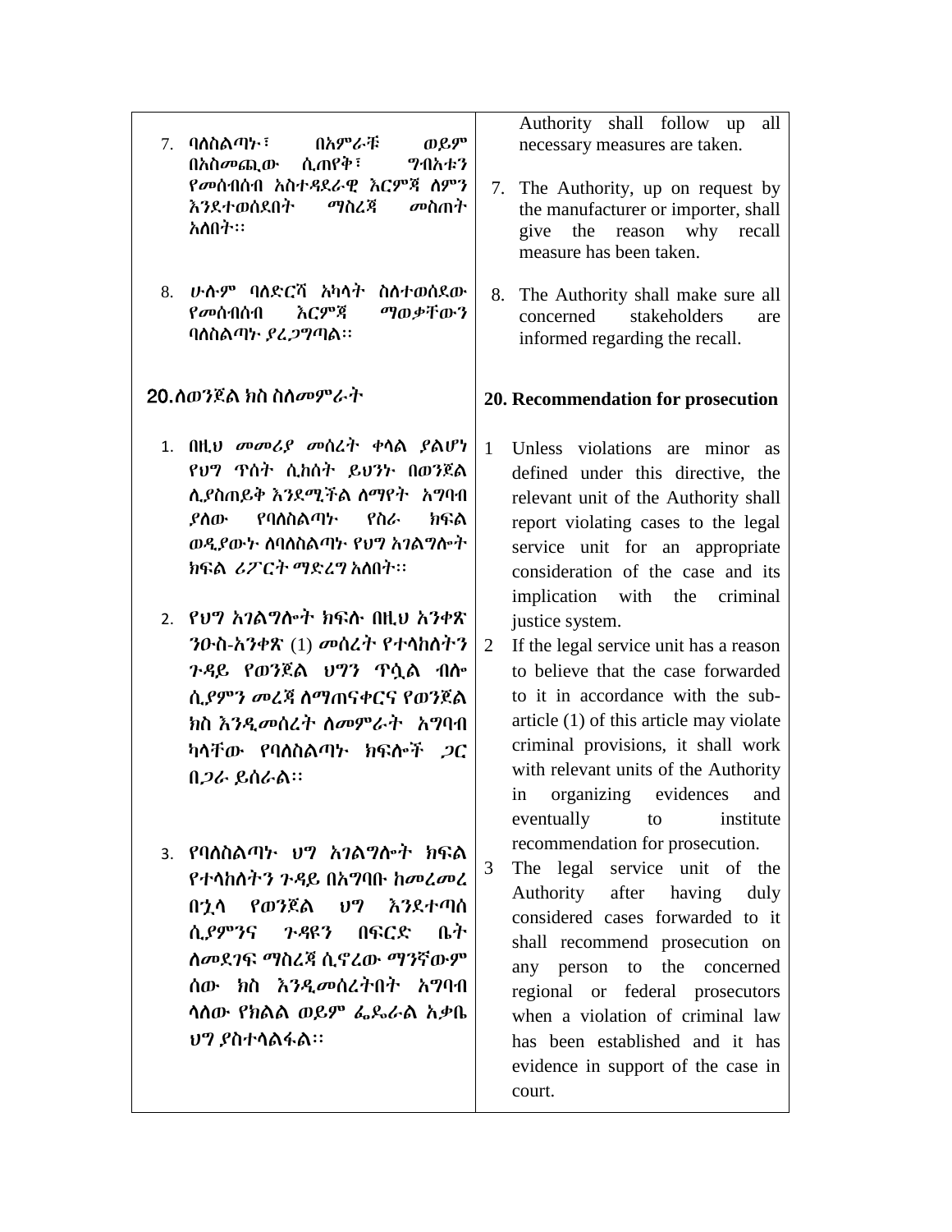7. ባለስልጣኑ፣ በአምራቹ ወይም በአስመጪው ሲጠየቅ፣ ግብአቱን የመሰብሰብ አስተዳደራዊ እርምጃ ለምን እንደተወሰደበት ማስረጃ መስጠት አለበት፡፡

8. ሁሉም ባለድርሻ አካላት ስለተወሰደው የመሰብሰብ እርምጃ ማወቃቸውን ባለስልጣኑ ያረጋግጣል፡፡

## 20.ለወንጀል ክስ ስለመምራት

1. በዚህ መመሪያ መሰረት ቀላል ያልሆነ የህግ ጥሰት ሲከሰት ይህንኑ በወንጀል ሊያስጠይቅ እንደሚችል ለማየት አግባብ ያለው የባለስልጣኑ የስራ ክፍል ወዲያውኑ ለባለስልጣኑ የህግ አገልግሎት ክፍል ሪፖርት ማድረግ አለበት፡፡

2. የህግ አገልግሎት ክፍሉ በዚህ አንቀጽ ንዑስ-አንቀጽ (1) መሰረት የተላከለትን ጉዳይ የወንጀል ህግን ጥሷል ብሎ ሲያምን መረጃ ለማጠናቀርና የወንጀል ክስ እንዲመሰረት ለመምራት አግባብ ካላቸው የባለስልጣኑ ክፍሎች ጋር በጋራ ይሰራል፡፡

3. የባለስልጣኑ ህግ አገልግሎት ክፍል የተላከለትን ጉዳይ በአግባቡ ከመረመረ በኋላ የወንጀል ህግ እንደተጣሰ ሲያምንና ጉዳዩን በፍርድ ቤት ለመደገፍ ማስረጃ ሲኖረው ማንኛውም ሰው ክስ እንዲመሰረትበት አግባብ ላለው የክልል ወይም ፌዴራል አቃቤ ህግ ያስተላልፋል፡፡

Authority shall follow up all necessary measures are taken.

7. The Authority, up on request by the manufacturer or importer, shall give the reason why recall measure has been taken.

8. The Authority shall make sure all concerned stakeholders are informed regarding the recall.

## 20. Recommendation for prosecution

1 Unless violations are minor as defined under this directive, the relevant unit of the Authority shall report violating cases to the legal service unit for an appropriate consideration of the case and its implication with the criminal justice system.

2 If the legal service unit has a reason to believe that the case forwarded to it in accordance with the sub-article (1) of this article may violate criminal provisions, it shall work with relevant units of the Authority in organizing evidences and eventually to institute recommendation for prosecution.

3 The legal service unit of the Authority after having duly considered cases forwarded to it shall recommend prosecution on any person to the concerned regional or federal prosecutors when a violation of criminal law has been established and it has evidence in support of the case in court.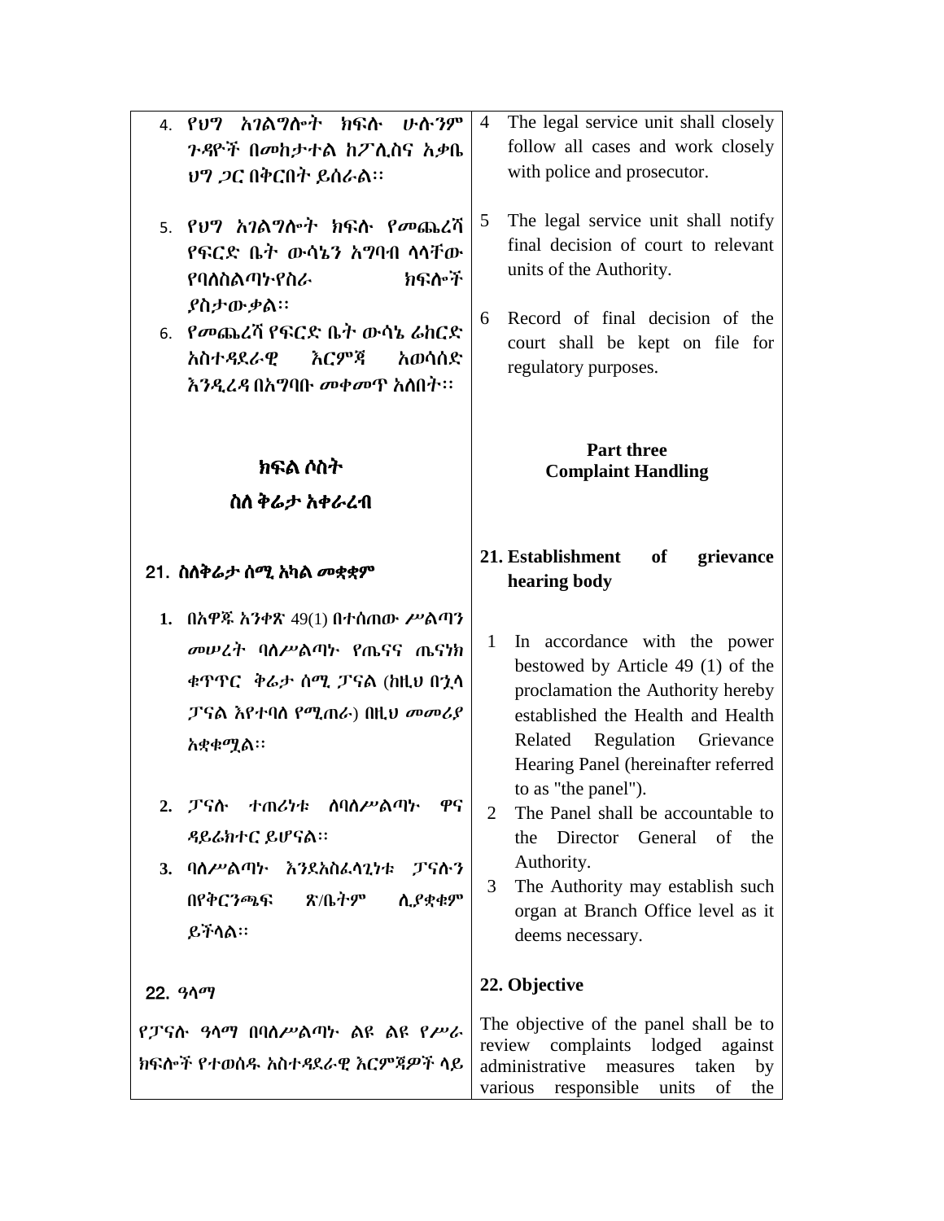4. የህግ አገልግሎት ክፍሉ ሁሉንም ጉዳዮች በመከታተል ከፖሊስና አቃቤ ህግ ጋር በቅርበት ይሰራል፡፡

5. የህግ አገልግሎት ክፍሉ የመጨረሻ የፍርድ ቤት ውሳኔን አግባብ ላላቸው የባለስልጣኑ የስራ ክፍሎች ያስታውቃል፡፡

6. የመጨረሻ የፍርድ ቤት ውሳኔ ሬከርድ አስተዳደራዊ እርምጃ አወሳሰድ እንዲረዳ በአግባቡ መቀመጥ አለበት፡፡

4 The legal service unit shall closely follow all cases and work closely with police and prosecutor.

5 The legal service unit shall notify final decision of court to relevant units of the Authority.

6 Record of final decision of the court shall be kept on file for regulatory purposes.

## ክፍል ሶስት
## ስለ ቅሬታ አቀራረብ

## Part three
## Complaint Handling

### 21. ስለቅሬታ ሰሚ አካል መቋቋም

1. በአዋጁ አንቀጽ 49(1) በተሰጠው ሥልጣን መሠረት ባለሥልጣኑ የጤናና ጤናነክ ቁጥጥር ቅሬታ ሰሚ ፓናል (ከዚህ በኋላ ፓናል እየተባለ የሚጠራ) በዚህ መመሪያ አቋቁሟል፡፡

2. ፓናሉ ተጠሪነቱ ለባለሥልጣኑ ዋና ዳይሬክተር ይሆናል፡፡

3. ባለሥልጣኑ እንደአስፈላጊነቱ ፓናሉን በየቅርንጫፍ ጽ/ቤትም ሊያቋቁም ይችላል፡፡

### 21. Establishment of grievance hearing body

1 In accordance with the power bestowed by Article 49 (1) of the proclamation the Authority hereby established the Health and Health Related Regulation Grievance Hearing Panel (hereinafter referred to as "the panel").

2 The Panel shall be accountable to the Director General of the Authority.

3 The Authority may establish such organ at Branch Office level as it deems necessary.

### 22. ዓላማ

የፓናሉ ዓላማ በባለሥልጣኑ ልዩ ልዩ የሥራ ክፍሎች የተወሰዱ አስተዳደራዊ እርምጃዎች ላይ

### 22. Objective

The objective of the panel shall be to review complaints lodged against administrative measures taken by various responsible units of the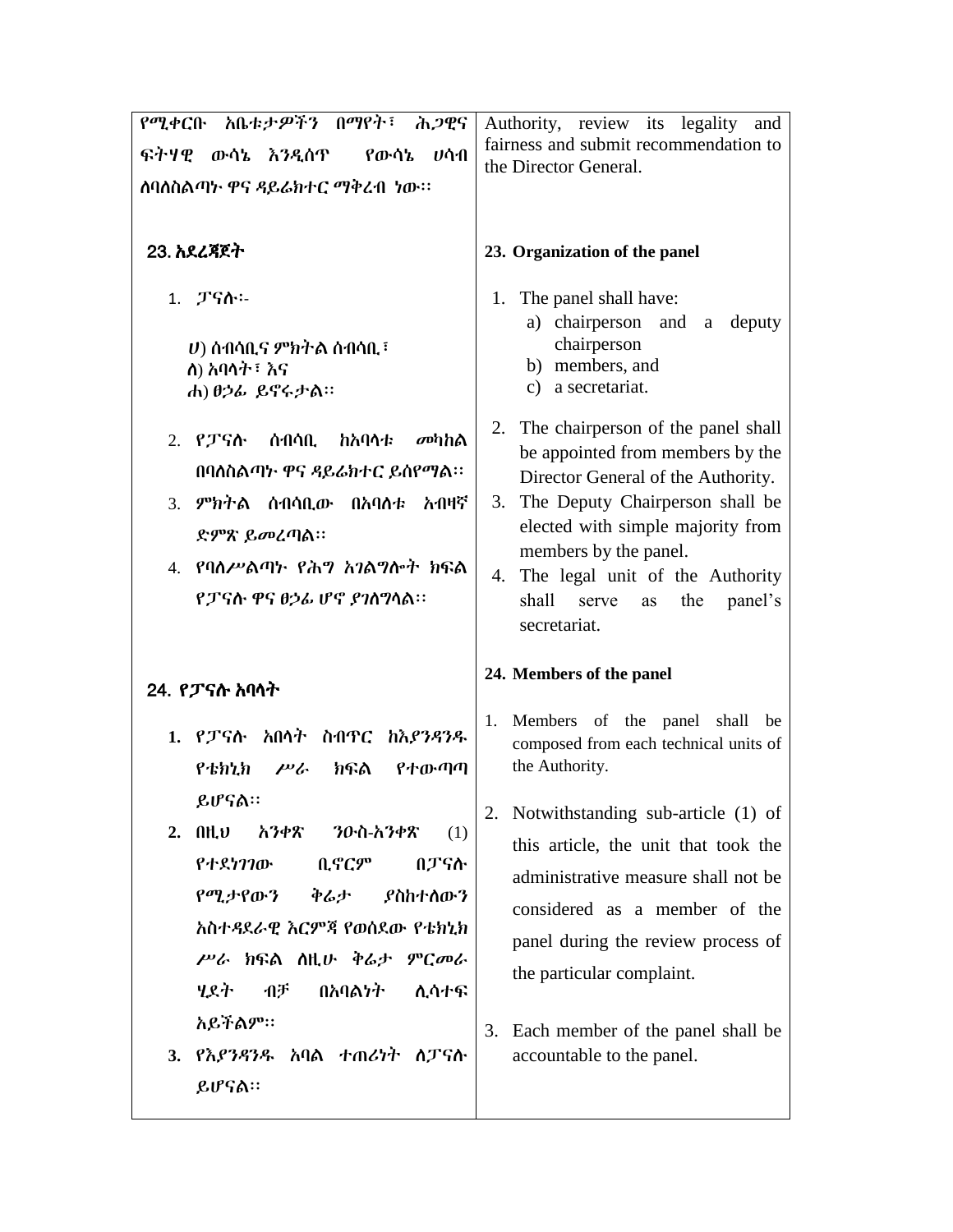የሚቀርቡ አቤቱታዎችን በማየት፣ ሕጋዊና ፍትሃዊ ውሳኔ እንዲሰጥ የውሳኔ ሀሳብ ለባለስልጣኑ ዋና ዳይሬክተር ማቅረብ ነው፡፡

Authority, review its legality and fairness and submit recommendation to the Director General.

## 23. አደረጃጀት

1. ፓናሉ፡-

   ሀ) ሰብሳቢና ምክትል ሰብሳቢ፣
   ለ) አባላት፣ እና
   ሐ) ፀኃፊ ይኖሩታል፡፡

2. የፓናሉ ሰብሳቢ ከአባላቱ መካከል በባለስልጣኑ ዋና ዳይሬክተር ይሰየማል፡፡
3. ምክትል ሰብሳቢው በአባለቱ አብዛኛ ድምጽ ይመረጣል፡፡
4. የባለሥልጣኑ የሕግ አገልግሎት ክፍል የፓናሉ ዋና ፀኃፊ ሆኖ ያገለግላል፡፡

## 23. Organization of the panel

1. The panel shall have:
   a) chairperson and a deputy chairperson
   b) members, and
   c) a secretariat.
2. The chairperson of the panel shall be appointed from members by the Director General of the Authority.
3. The Deputy Chairperson shall be elected with simple majority from members by the panel.
4. The legal unit of the Authority shall serve as the panel's secretariat.

## 24. የፓናሉ አባላት

1. የፓናሉ አበላት ስብጥር ከእያንዳንዱ የቴክኒክ ሥራ ክፍል የተውጣጣ ይሆናል፡፡
2. በዚህ አንቀጽ ንዑስ-አንቀጽ (1) የተደነገገው ቢኖርም በፓናሉ የሚታየውን ቅሬታ ያስከተለውን አስተዳደራዊ እርምጃ የወሰደው የቴክኒክ ሥራ ክፍል ለዚሁ ቅሬታ ምርመራ ሂደት ብቻ በአባልነት ሊሳተፍ አይችልም፡፡
3. የእያንዳንዱ አባል ተጠሪነት ለፓናሉ ይሆናል፡፡

## 24. Members of the panel

1. Members of the panel shall be composed from each technical units of the Authority.
2. Notwithstanding sub-article (1) of this article, the unit that took the administrative measure shall not be considered as a member of the panel during the review process of the particular complaint.
3. Each member of the panel shall be accountable to the panel.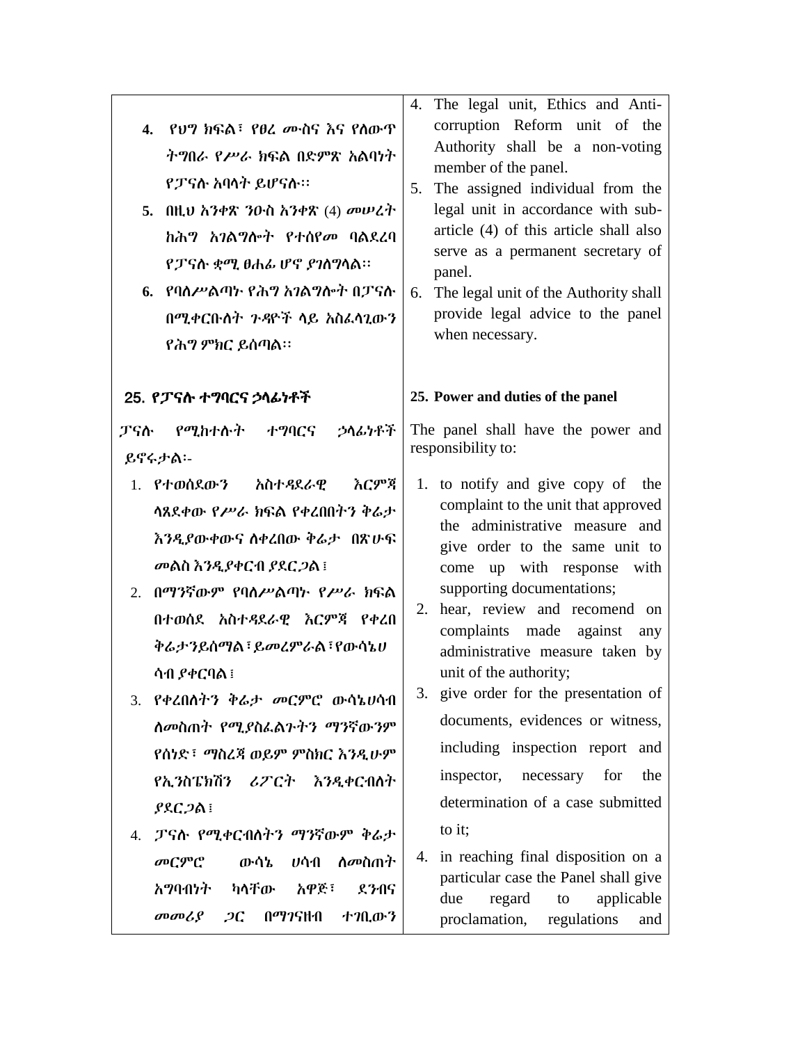4. የህግ ክፍል፣ የፀረ ሙስና እና የለውጥ ትግበራ የሥራ ክፍል በድምጽ አልባነት የፓናሉ አባላት ይሆናሉ፡፡
5. በዚህ አንቀጽ ንዑስ አንቀጽ (4) መሠረት ከሕግ አገልግሎት የተሰየመ ባልደረባ የፓናሉ ቋሚ ፀሐፊ ሆኖ ያገለግላል፡፡
6. የባለሥልጣኑ የሕግ አገልግሎት በፓናሉ በሚቀርቡለት ጉዳዮች ላይ አስፈላጊውን የሕግ ምክር ይሰጣል፡፡

## 25. የፓናሉ ተግባርና ኃላፊነቶች

ፓናሉ የሚከተሉት ተግባርና ኃላፊነቶች ይኖሩታል፡-

1. የተወሰደውን አስተዳደራዊ እርምጃ ላጸደቀው የሥራ ክፍል የቀረበበትን ቅሬታ እንዲያውቀውና ለቀረበው ቅሬታ በጽሁፍ መልስ እንዲያቀርብ ያደርጋል፤
2. በማንኛውም የባለሥልጣኑ የሥራ ክፍል በተወሰደ አስተዳደራዊ እርምጃ የቀረበ ቅሬታንይሰማል፣ይመረምራል፣የውሳኔሀ ሳብ ያቀርባል፤
3. የቀረበለትን ቅሬታ መርምሮ ውሳኔሀሳብ ለመስጠት የሚያስፈልጉትን ማንኛውንም የሰነድ፣ ማስረጃ ወይም ምስክር እንዲሁም የኢንስፔክሽን ሪፖርት እንዲቀርብለት ያደርጋል፤
4. ፓናሉ የሚቀርብለትን ማንኛውም ቅሬታ መርምሮ ውሳኔ ሀሳብ ለመስጠት አግባብነት ካላቸው አዋጅ፣ ደንብና መመሪያ ጋር በማገናዘብ ተገቢውን

4. The legal unit, Ethics and Anti-corruption Reform unit of the Authority shall be a non-voting member of the panel.
5. The assigned individual from the legal unit in accordance with sub-article (4) of this article shall also serve as a permanent secretary of panel.
6. The legal unit of the Authority shall provide legal advice to the panel when necessary.

## 25. Power and duties of the panel

The panel shall have the power and responsibility to:

1. to notify and give copy of the complaint to the unit that approved the administrative measure and give order to the same unit to come up with response with supporting documentations;
2. hear, review and recomend on complaints made against any administrative measure taken by unit of the authority;
3. give order for the presentation of documents, evidences or witness, including inspection report and inspector, necessary for the determination of a case submitted to it;
4. in reaching final disposition on a particular case the Panel shall give due regard to applicable proclamation, regulations and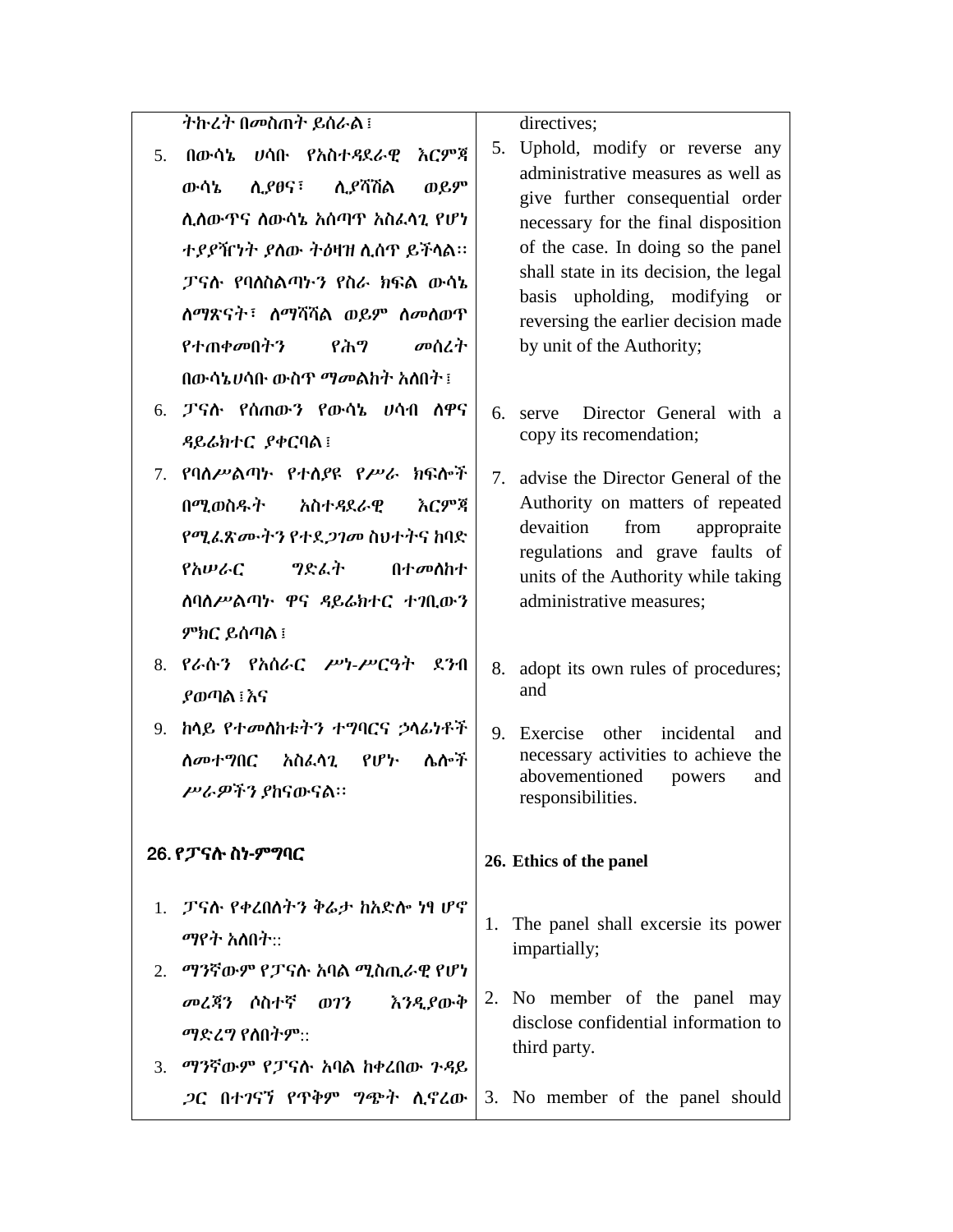| | |
|---|---|
| ትኩረት በመስጠት ይሰራል፤ | directives; |
| 5. በውሳኔ ሀሳቡ የአስተዳደራዊ እርምጃ ውሳኔ ሊያፀና፣ ሊያሻሽል ወይም ሊለውጥና ለውሳኔ አሰጣጥ አስፈላጊ የሆነ ተያያዥነት ያለው ትዕዛዝ ሊሰጥ ይችላል፡፡ ፓናሉ የባለስልጣኑን የስራ ክፍል ውሳኔ ለማጽናት፣ ለማሻሻል ወይም ለመለወጥ የተጠቀመበትን የሕግ መሰረት በውሳኔሀሳቡ ውስጥ ማመልከት አለበት፤ | 5. Uphold, modify or reverse any administrative measures as well as give further consequential order necessary for the final disposition of the case. In doing so the panel shall state in its decision, the legal basis upholding, modifying or reversing the earlier decision made by unit of the Authority; |
| 6. ፓናሉ የሰጠውን የውሳኔ ሀሳብ ለዋና ዳይሬክተር ያቀርባል፤ | 6. serve Director General with a copy its recomendation; |
| 7. የባለሥልጣኑ የተለያዩ የሥራ ክፍሎች በሚወስዱት አስተዳደራዊ እርምጃ የሚፈጽሙትን የተደጋገመ ስህተትና ከባድ የአሠራር ግድፈት በተመለከተ ለባለሥልጣኑ ዋና ዳይሬክተር ተገቢውን ምክር ይሰጣል፤ | 7. advise the Director General of the Authority on matters of repeated devaition from appropraite regulations and grave faults of units of the Authority while taking administrative measures; |
| 8. የራሱን የአሰራር ሥነ-ሥርዓት ደንብ ያወጣል፤እና | 8. adopt its own rules of procedures; and |
| 9. ከላይ የተመለከቱትን ተግባርና ኃላፊነቶች ለመተግበር አስፈላጊ የሆኑ ሌሎች ሥራዎችን ያከናውናል፡፡ | 9. Exercise other incidental and necessary activities to achieve the abovementioned powers and responsibilities. |
| **26. የፓናሉ ስነ-ምግባር** | **26. Ethics of the panel** |
| 1. ፓናሉ የቀረበለትን ቅሬታ ከአድሎ ነፃ ሆኖ ማየት አለበት:: | 1. The panel shall excersie its power impartially; |
| 2. ማንኛውም የፓናሉ አባል ሚስጢራዊ የሆነ መረጃን ሶስተኛ ወገን እንዲያውቅ ማድረግ የለበትም:: | 2. No member of the panel may disclose confidential information to third party. |
| 3. ማንኛውም የፓናሉ አባል ከቀረበው ጉዳይ ጋር በተገናኘ የጥቅም ግጭት ሊኖረው | 3. No member of the panel should |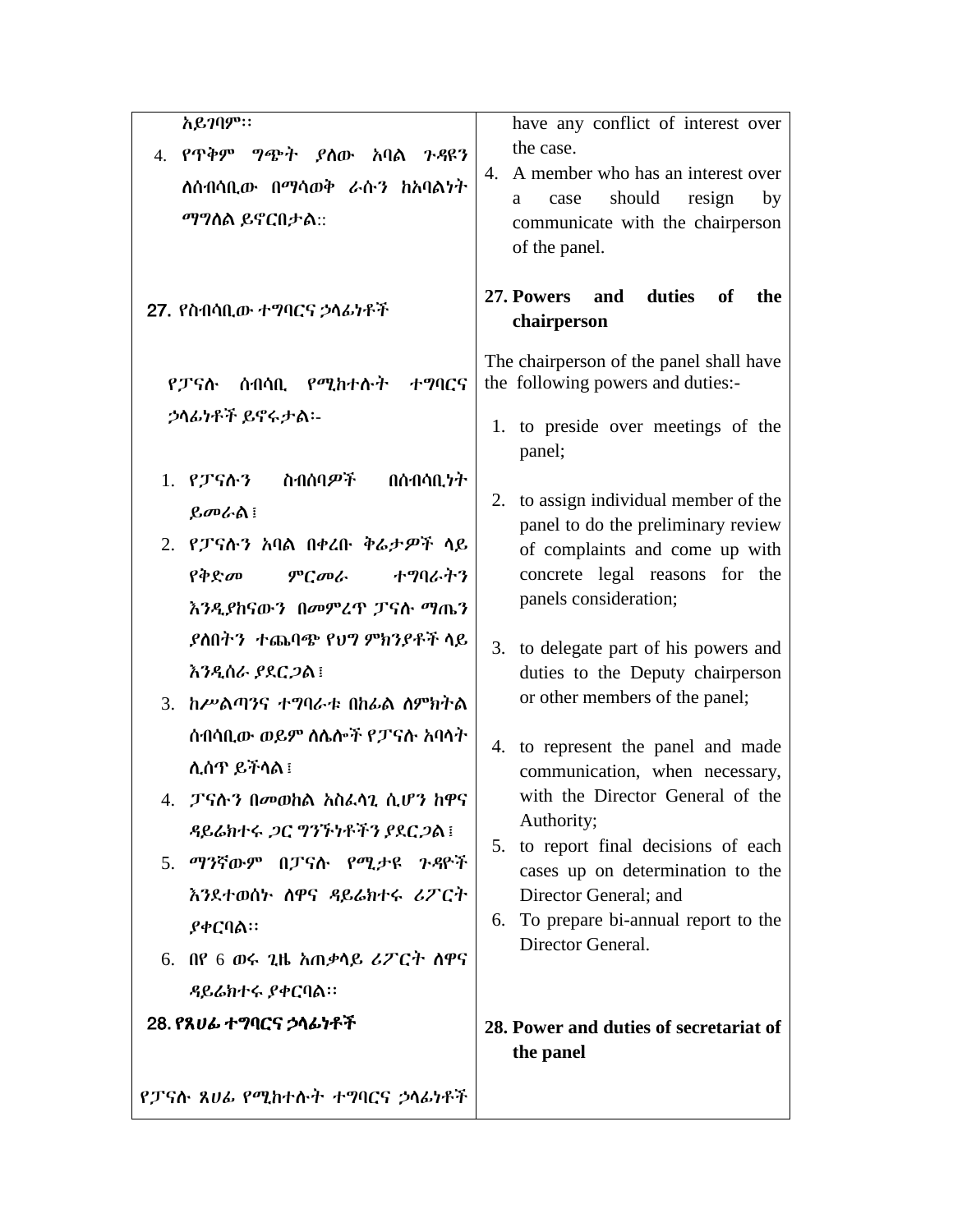| | |
|---|---|
| አይገባም፡፡ | have any conflict of interest over the case. |
| 4. የጥቅም ግጭት ያለው አባል ጉዳዩን ለሰብሳቢው በማሳወቅ ራሱን ከአባልነት ማግለል ይኖርበታል:: | 4. A member who has an interest over a case should resign by communicate with the chairperson of the panel. |
| **27. የስብሳቢው ተግባርና ኃላፊነቶች** | **27. Powers and duties of the chairperson** |
| የፓናሉ ሰብሳቢ የሚከተሉት ተግባርና ኃላፊነቶች ይኖሩታል፡- | The chairperson of the panel shall have the following powers and duties:- |
| 1. የፓናሉን ስብሰባዎች በሰብሳቢነት ይመራል፤ | 1. to preside over meetings of the panel; |
| 2. የፓናሉን አባል በቀረቡ ቅሬታዎች ላይ የቅድመ ምርመራ ተግባራትን እንዲያከናውን በመምረጥ ፓናሉ ማጤን ያለበትን ተጨባጭ የህግ ምክንያቶች ላይ እንዲሰራ ያደርጋል፤ | 2. to assign individual member of the panel to do the preliminary review of complaints and come up with concrete legal reasons for the panels consideration; |
| 3. ከሥልጣንና ተግባራቱ በከፊል ለምክትል ሰብሳቢው ወይም ለሌሎች የፓናሉ አባላት ሊሰጥ ይችላል፤ | 3. to delegate part of his powers and duties to the Deputy chairperson or other members of the panel; |
| 4. ፓናሉን በመወከል አስፈላጊ ሲሆን ከዋና ዳይሬክተሩ ጋር ግንኙነቶችን ያደርጋል፤ | 4. to represent the panel and made communication, when necessary, with the Director General of the Authority; |
| 5. ማንኛውም በፓናሉ የሚታዩ ጉዳዮች እንደተወሰኑ ለዋና ዳይሬክተሩ ሪፖርት ያቀርባል፡፡ | 5. to report final decisions of each cases up on determination to the Director General; and |
| 6. በየ 6 ወሩ ጊዜ አጠቃላይ ሪፖርት ለዋና ዳይሬክተሩ ያቀርባል፡፡ | 6. To prepare bi-annual report to the Director General. |
| **28. የጸሀፊ ተግባርና ኃላፊነቶች** | **28. Power and duties of secretariat of the panel** |
| የፓናሉ ጸሀፊ የሚከተሉት ተግባርና ኃላፊነቶች | |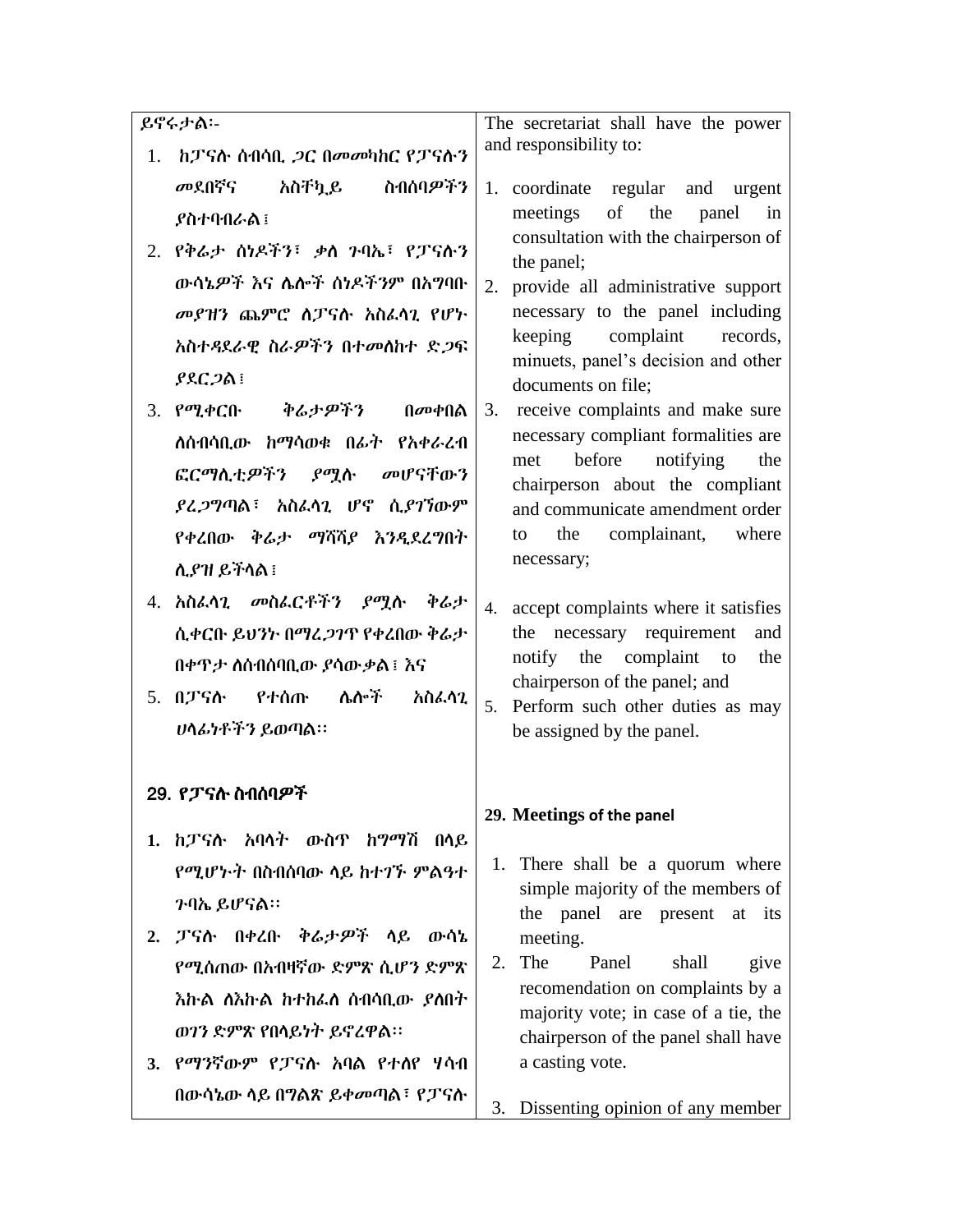| | |
|---|---|
| ይኖሩታል፡-<br>1. ከፓናሉ ሰብሳቢ ጋር በመመካከር የፓናሉን መደበኛና አስቸኳይ ስብሰባዎችን ያስተባብራል፤<br>2. የቅሬታ ሰነዶችን፣ ቃለ ጉባኤ፣ የፓናሉን ውሳኔዎች እና ሌሎች ሰነዶችንም በአግባቡ መያዝን ጨምሮ ለፓናሉ አስፈላጊ የሆኑ አስተዳደራዊ ስራዎችን በተመለከተ ድጋፍ ያደርጋል፤<br>3. የሚቀርቡ ቅሬታዎችን በመቀበል ለሰብሳቢው ከማሳወቁ በፊት የአቀራረብ ፎርማሊቲዎችን ያሟሉ መሆናቸውን ያረጋግጣል፣ አስፈላጊ ሆኖ ሲያገኘውም የቀረበው ቅሬታ ማሻሻያ እንዲደረግበት ሊያዝ ይችላል፤<br>4. አስፈላጊ መስፈርቶችን ያሟሉ ቅሬታ ሲቀርቡ ይህንኑ በማረጋገጥ የቀረበው ቅሬታ በቀጥታ ለሰብሰባቢው ያሳውቃል፤ እና<br>5. በፓናሉ የተሰጡ ሌሎች አስፈላጊ ሀላፊነቶችን ይወጣል፡፡ | The secretariat shall have the power and responsibility to:<br>1. coordinate regular and urgent meetings of the panel in consultation with the chairperson of the panel;<br>2. provide all administrative support necessary to the panel including keeping complaint records, minuets, panel's decision and other documents on file;<br>3. receive complaints and make sure necessary compliant formalities are met before notifying the chairperson about the compliant and communicate amendment order to the complainant, where necessary;<br>4. accept complaints where it satisfies the necessary requirement and notify the complaint to the chairperson of the panel; and<br>5. Perform such other duties as may be assigned by the panel. |
| **29. የፓናሉ ስብሰባዎች**<br>1. ከፓናሉ አባላት ውስጥ ከግማሽ በላይ የሚሆኑት በስብሰባው ላይ ከተገኙ ምልዓተ ጉባኤ ይሆናል፡፡<br>2. ፓናሉ በቀረቡ ቅሬታዎች ላይ ውሳኔ የሚሰጠው በአብዛኛው ድምጽ ሲሆን ድምጽ እኩል ለእኩል ከተከፈለ ሰብሳቢው ያለበት ወገን ድምጽ የበላይነት ይኖረዋል፡፡<br>3. የማንኛውም የፓናሉ አባል የተለየ ሃሳብ በውሳኔው ላይ በግልጽ ይቀመጣል፣ የፓናሉ | **29. Meetings of the panel**<br>1. There shall be a quorum where simple majority of the members of the panel are present at its meeting.<br>2. The Panel shall give recomendation on complaints by a majority vote; in case of a tie, the chairperson of the panel shall have a casting vote.<br>3. Dissenting opinion of any member |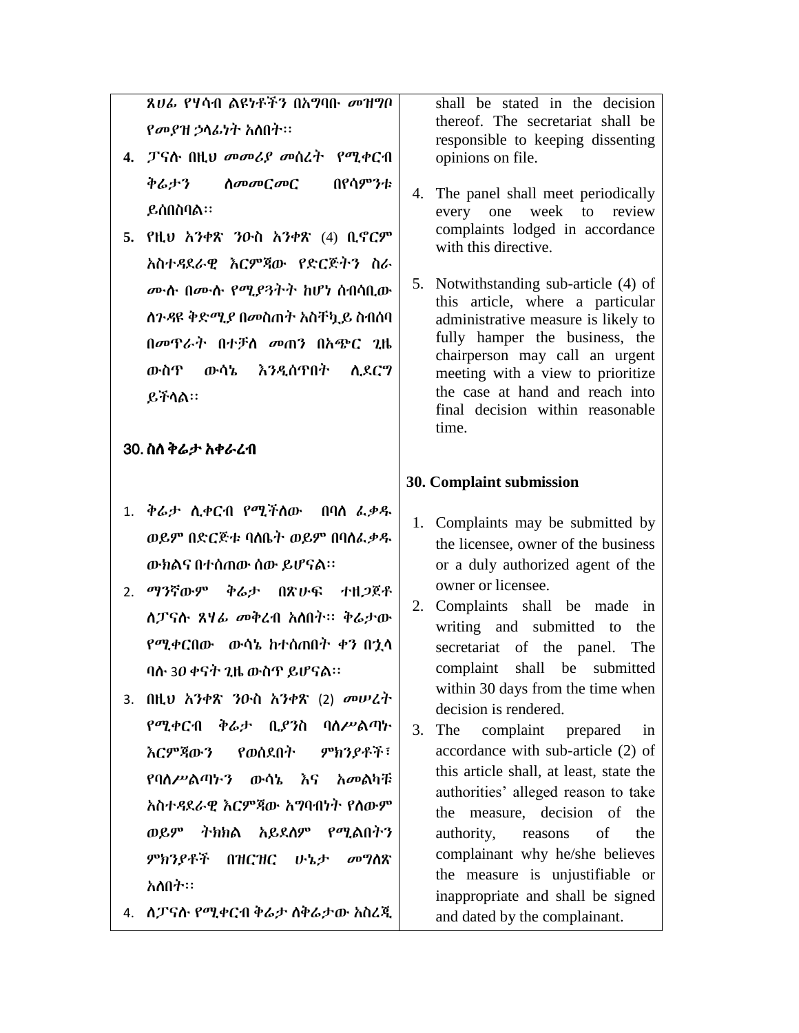ጸሀፊ የሃሳብ ልዩነቶችን በአግባቡ መዝግቦ የመያዝ ኃላፊነት አለበት፡፡

**4.** ፓናሉ በዚህ መመሪያ መሰረት የሚቀርብ ቅሬታን ለመመርመር በየሳምንቱ ይሰበሰባል፡፡

**5.** የዚህ አንቀጽ ንዑስ አንቀጽ (4) ቢኖርም አስተዳደራዊ እርምጃው የድርጅትን ስራ ሙሉ በሙሉ የሚያጓትት ከሆነ ሰብሳቢው ለጉዳዩ ቅድሚያ በመስጠት አስቸኳይ ስብሰባ በመጥራት በተቻለ መጠን በአጭር ጊዜ ውስጥ ውሳኔ እንዲሰጥበት ሊደርግ ይችላል፡፡

shall be stated in the decision thereof. The secretariat shall be responsible to keeping dissenting opinions on file.

4. The panel shall meet periodically every one week to review complaints lodged in accordance with this directive.

5. Notwithstanding sub-article (4) of this article, where a particular administrative measure is likely to fully hamper the business, the chairperson may call an urgent meeting with a view to prioritize the case at hand and reach into final decision within reasonable time.

## 30. ስለ ቅሬታ አቀራረብ

1. ቅሬታ ሊቀርብ የሚችለው በባለ ፈቃዱ ወይም በድርጅቱ ባለቤት ወይም በባለፈቃዱ ውክልና በተሰጠው ሰው ይሆናል፡፡
2. ማንኛውም ቅሬታ በጽሁፍ ተዘጋጅቶ ለፓናሉ ጸሃፊ መቅረብ አለበት፡፡ ቅሬታው የሚቀርበው ውሳኔ ከተሰጠበት ቀን በኋላ ባሉ 30 ቀናት ጊዜ ውስጥ ይሆናል፡፡
3. በዚህ አንቀጽ ንዑስ አንቀጽ (2) መሠረት የሚቀርብ ቅሬታ ቢያንስ ባለሥልጣኑ እርምጃውን የወሰደበት ምክንያቶች፣ የባለሥልጣኑን ውሳኔ እና አመልካቹ አስተዳደራዊ እርምጃው አግባብነት የለውም ወይም ትክክል አይደለም የሚልበትን ምክንያቶች በዝርዝር ሁኔታ መግለጽ አለበት፡፡
4. ለፓናሉ የሚቀርብ ቅሬታ ለቅሬታው አስረጂ

## 30. Complaint submission

1. Complaints may be submitted by the licensee, owner of the business or a duly authorized agent of the owner or licensee.
2. Complaints shall be made in writing and submitted to the secretariat of the panel. The complaint shall be submitted within 30 days from the time when decision is rendered.
3. The complaint prepared in accordance with sub-article (2) of this article shall, at least, state the authorities' alleged reason to take the measure, decision of the authority, reasons of the complainant why he/she believes the measure is unjustifiable or inappropriate and shall be signed and dated by the complainant.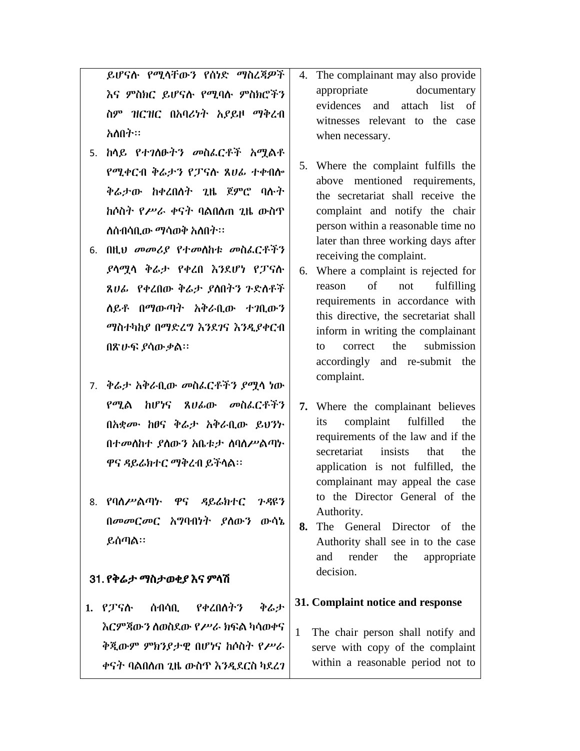| | |
|---|---|
| ይሆናሉ የሚላቸውን የሰነድ ማስረጃዎች እና ምስክር ይሆናሉ የሚባሉ ምስክሮችን ስም ዝርዝር በአባሪነት አያይዞ ማቅረብ አለበት፡፡ | 4. The complainant may also provide appropriate documentary evidences and attach list of witnesses relevant to the case when necessary. |
| 5. ከላይ የተገለፁትን መስፈርቶች አሟልቶ የሚቀርብ ቅሬታን የፓናሉ ጸሀፊ ተቀብሎ ቅሬታው ከቀረበለት ጊዜ ጀምሮ ባሉት ከሶስት የሥራ ቀናት ባልበለጠ ጊዜ ውስጥ ለሰብሳቢው ማሳወቅ አለበት፡፡ | 5. Where the complaint fulfills the above mentioned requirements, the secretariat shall receive the complaint and notify the chair person within a reasonable time no later than three working days after receiving the complaint. |
| 6. በዚህ መመሪያ የተመለከቱ መስፈርቶችን ያላሟላ ቅሬታ የቀረበ እንደሆነ የፓናሉ ጸሀፊ የቀረበው ቅሬታ ያለበትን ጉድለቶች ለይቶ በማውጣት አቅራቢው ተገቢውን ማስተካከያ በማድረግ እንደገና እንዲያቀርብ በጽሁፍ ያሳውቃል፡፡ | 6. Where a complaint is rejected for reason of not fulfilling requirements in accordance with this directive, the secretariat shall inform in writing the complainant to correct the submission accordingly and re-submit the complaint. |
| 7. ቅሬታ አቅራቢው መስፈርቶችን ያሟላ ነው የሚል ከሆነና ጸሀፊው መስፈርቶችን በአቋሙ ከፀና ቅሬታ አቅራቢው ይህንኑ በተመለከተ ያለውን አቤቱታ ለባለሥልጣኑ ዋና ዳይሬክተር ማቅረብ ይችላል፡፡ | **7.** Where the complainant believes its complaint fulfilled the requirements of the law and if the secretariat insists that the application is not fulfilled, the complainant may appeal the case to the Director General of the Authority. |
| 8. የባለሥልጣኑ ዋና ዳይሬክተር ጉዳዩን በመመርመር አግባብነት ያለውን ውሳኔ ይሰጣል፡፡ | **8.** The General Director of the Authority shall see in to the case and render the appropriate decision. |
| **31. የቅሬታ ማስታወቂያ እና ምላሽ** | **31. Complaint notice and response** |
| **1.** የፓናሉ ሰብሳቢ የቀረበለትን ቅሬታ እርምጃውን ለወሰደው የሥራ ክፍል ካሳወቀና ቅጂውም ምክንያታዊ በሆነና ከሶስት የሥራ ቀናት ባልበለጠ ጊዜ ውስጥ እንዲደርስ ካደረገ | 1 The chair person shall notify and serve with copy of the complaint within a reasonable period not to |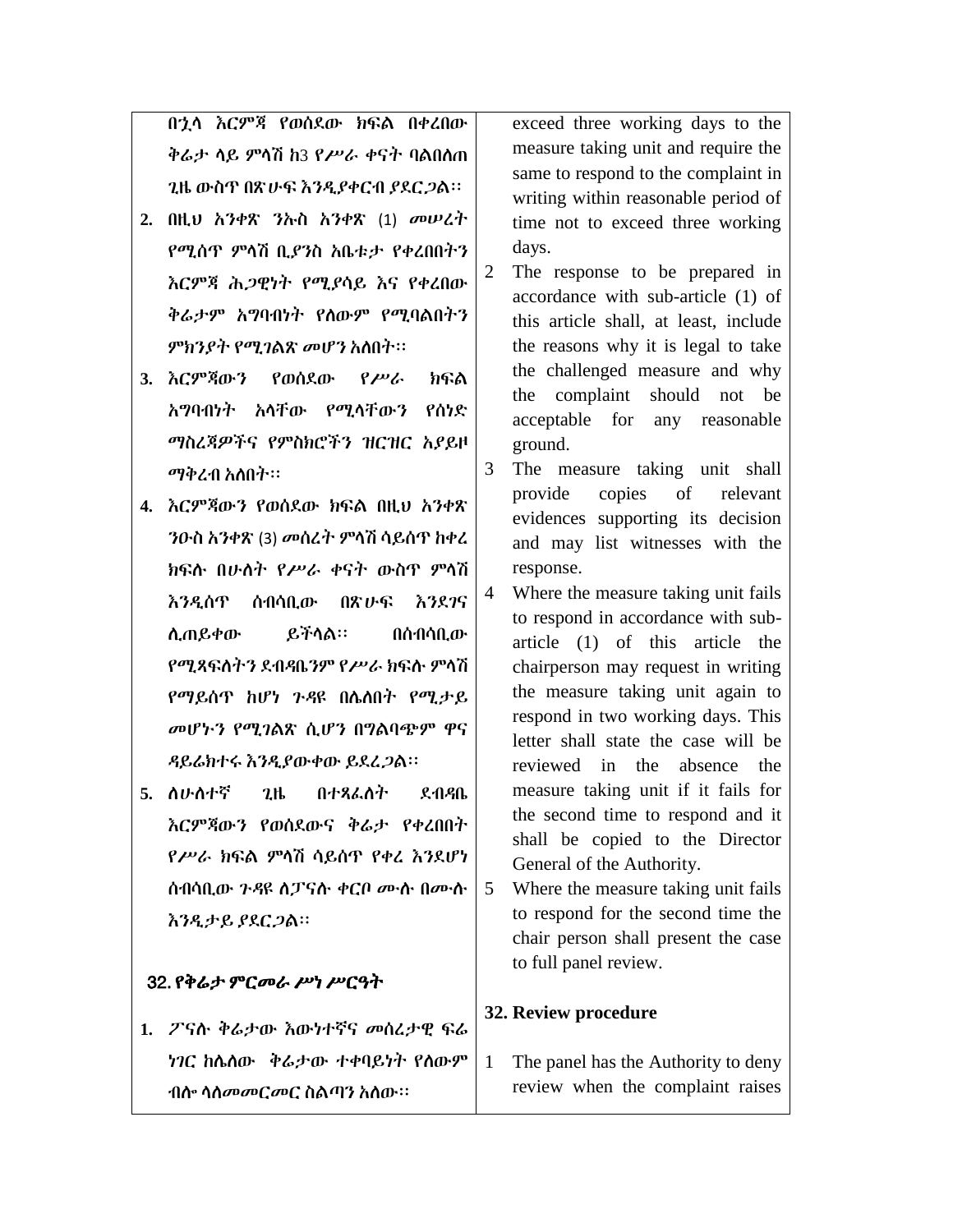በኋላ እርምጃ የወሰደው ክፍል በቀረበው ቅሬታ ላይ ምላሽ ከ3 የሥራ ቀናት ባልበለጠ ጊዜ ውስጥ በጽሁፍ እንዲያቀርብ ያደርጋል፡፡

2. በዚህ አንቀጽ ንኡስ አንቀጽ (1) መሠረት የሚሰጥ ምላሽ ቢያንስ አቤቱታ የቀረበበትን እርምጃ ሕጋዊነት የሚያሳይ እና የቀረበው ቅሬታም አግባብነት የለውም የሚባልበትን ምክንያት የሚገልጽ መሆን አለበት፡፡

3. እርምጃውን የወሰደው የሥራ ክፍል አግባብነት አላቸው የሚላቸውን የሰነድ ማስረጃዎችና የምስክሮችን ዝርዝር አያይዞ ማቅረብ አለበት፡፡

4. እርምጃውን የወሰደው ክፍል በዚህ አንቀጽ ንዑስ አንቀጽ (3) መሰረት ምላሽ ሳይሰጥ ከቀረ ክፍሉ በሁለት የሥራ ቀናት ውስጥ ምላሽ እንዲሰጥ ሰብሳቢው በጽሁፍ እንደገና ሊጠይቀው ይችላል፡፡ በሰብሳቢው የሚጻፍለትን ደብዳቤንም የሥራ ክፍሉ ምላሽ የማይሰጥ ከሆነ ጉዳዩ በሌለበት የሚታይ መሆኑን የሚገልጽ ሲሆን በግልባጭም ዋና ዳይሬክተሩ እንዲያውቀው ይደረጋል፡፡

5. ለሁለተኛ ጊዜ በተጻፈለት ደብዳቤ እርምጃውን የወሰደውና ቅሬታ የቀረበበት የሥራ ክፍል ምላሽ ሳይሰጥ የቀረ እንደሆነ ሰብሳቢው ጉዳዩ ለፓናሉ ቀርቦ ሙሉ በሙሉ እንዲታይ ያደርጋል፡፡

### 32. የቅሬታ ምርመራ ሥነ ሥርዓት

1. ፓናሉ ቅሬታው እውነተኛና መሰረታዊ ፍሬ ነገር ከሌለው ቅሬታው ተቀባይነት የለውም ብሎ ላለመመርመር ስልጣን አለው፡፡

exceed three working days to the measure taking unit and require the same to respond to the complaint in writing within reasonable period of time not to exceed three working days.

2 The response to be prepared in accordance with sub-article (1) of this article shall, at least, include the reasons why it is legal to take the challenged measure and why the complaint should not be acceptable for any reasonable ground.

3 The measure taking unit shall provide copies of relevant evidences supporting its decision and may list witnesses with the response.

4 Where the measure taking unit fails to respond in accordance with sub-article (1) of this article the chairperson may request in writing the measure taking unit again to respond in two working days. This letter shall state the case will be reviewed in the absence the measure taking unit if it fails for the second time to respond and it shall be copied to the Director General of the Authority.

5 Where the measure taking unit fails to respond for the second time the chair person shall present the case to full panel review.

### 32. Review procedure

1 The panel has the Authority to deny review when the complaint raises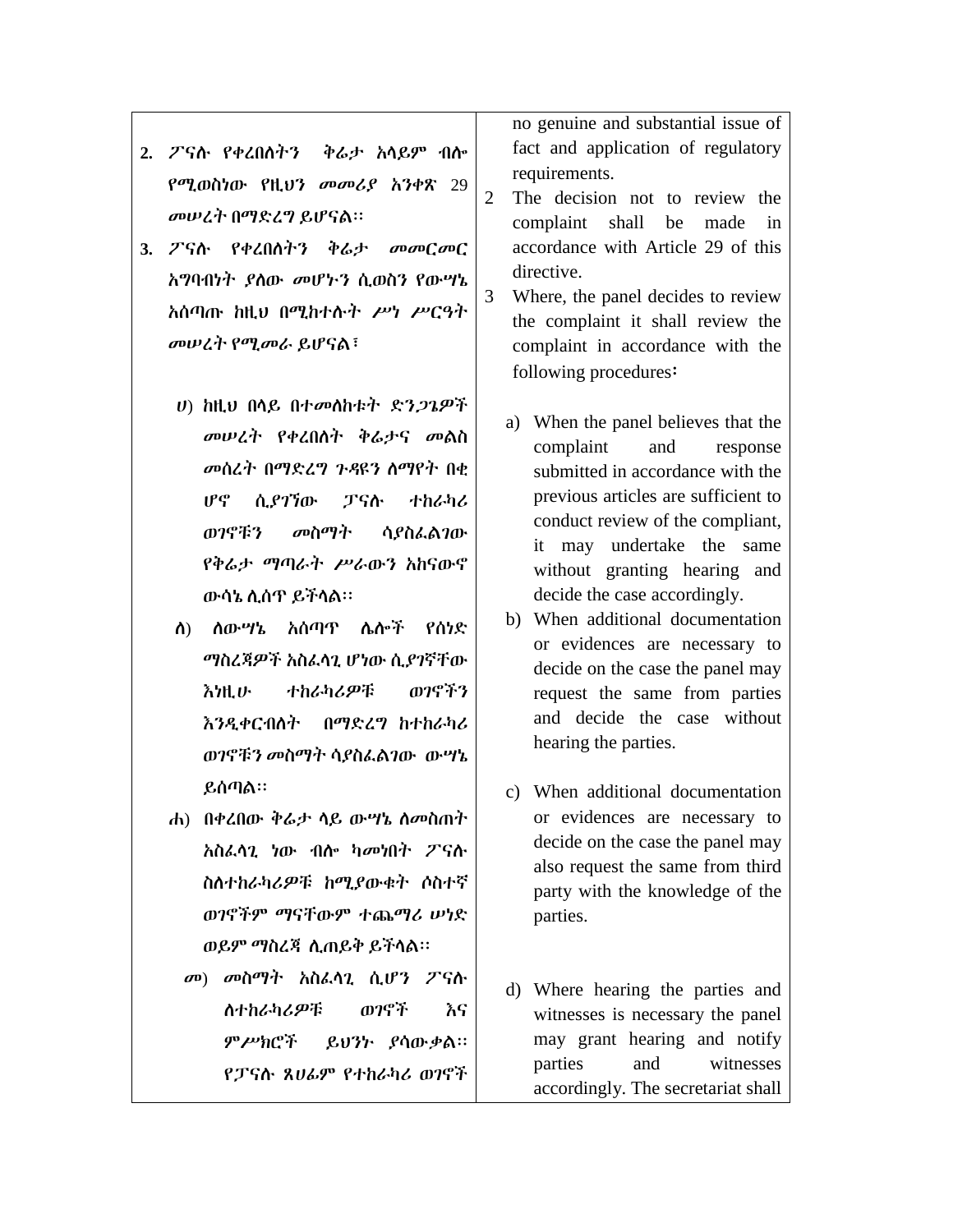2. ፓናሉ የቀረበለትን ቅሬታ አላይም ብሎ የሚወስነው የዚህን መመሪያ አንቀጽ 29 መሠረት በማድረግ ይሆናል፡፡

3. ፓናሉ የቀረበለትን ቅሬታ መመርመር አግባብነት ያለው መሆኑን ሲወስን የውሣኔ አሰጣጡ ከዚህ በሚከተሉት ሥነ ሥርዓት መሠረት የሚመራ ይሆናል፣

   ሀ) ከዚህ በላይ በተመለከቱት ድንጋጌዎች መሠረት የቀረበለት ቅሬታና መልስ መሰረት በማድረግ ጉዳዩን ለማየት በቂ ሆኖ ሲያገኘው ፓናሉ ተከራካሪ ወገኖቹን መስማት ሳያስፈልገው የቅሬታ ማጣራት ሥራውን አከናውኖ ውሳኔ ሊሰጥ ይችላል፡፡

   ለ) ለውሣኔ አሰጣጥ ሌሎች የሰነድ ማስረጃዎች አስፈላጊ ሆነው ሲያገኛቸው እነዚሁ ተከራካሪዎቹ ወገኖችን እንዲቀርብለት በማድረግ ከተከራካሪ ወገኖቹን መስማት ሳያስፈልገው ውሣኔ ይሰጣል፡፡

   ሐ) በቀረበው ቅሬታ ላይ ውሣኔ ለመስጠት አስፈላጊ ነው ብሎ ካመነበት ፓናሉ ስለተከራካሪዎቹ ከሚያውቁት ሶስተኛ ወገኖችም ማናቸውም ተጨማሪ ሠነድ ወይም ማስረጃ ሊጠይቅ ይችላል፡፡

   መ) መስማት አስፈላጊ ሲሆን ፓናሉ ለተከራካሪዎቹ ወገኖች እና ምሥክሮች ይህንኑ ያሳውቃል፡፡ የፓናሉ ጸሀፊም የተከራካሪ ወገኖች

no genuine and substantial issue of fact and application of regulatory requirements.

2 The decision not to review the complaint shall be made in accordance with Article 29 of this directive.

3 Where, the panel decides to review the complaint it shall review the complaint in accordance with the following procedures፡

   a) When the panel believes that the complaint and response submitted in accordance with the previous articles are sufficient to conduct review of the compliant, it may undertake the same without granting hearing and decide the case accordingly.

   b) When additional documentation or evidences are necessary to decide on the case the panel may request the same from parties and decide the case without hearing the parties.

   c) When additional documentation or evidences are necessary to decide on the case the panel may also request the same from third party with the knowledge of the parties.

   d) Where hearing the parties and witnesses is necessary the panel may grant hearing and notify parties and witnesses accordingly. The secretariat shall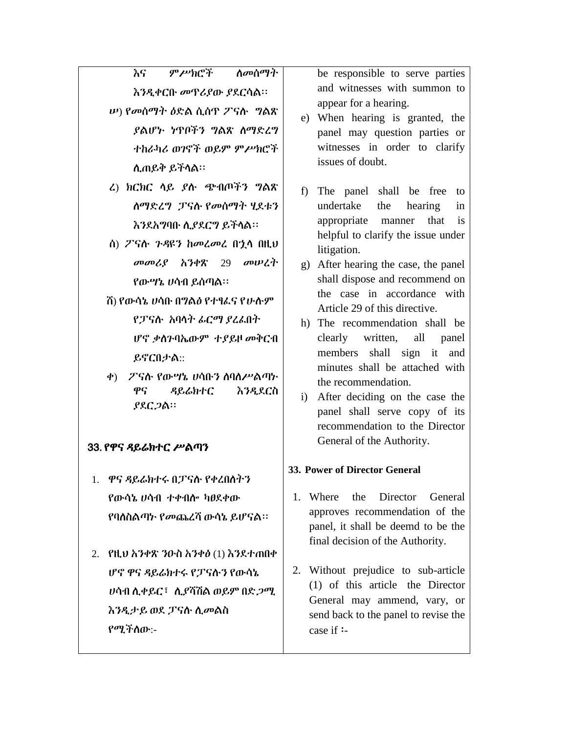| | |
| --- | --- |
| እና ምሥክሮች ለመሰማት እንዲቀርቡ መጥሪያው ያደርሳል፡፡ | be responsible to serve parties and witnesses with summon to appear for a hearing. |
| ሠ) የመሰማት ዕድል ሲሰጥ ፖናሉ ግልጽ ያልሆኑ ነጥቦችን ግልጽ ለማድረግ ተከራካሪ ወገኖች ወይም ምሥክሮች ሊጠይቅ ይችላል፡፡ | e) When hearing is granted, the panel may question parties or witnesses in order to clarify issues of doubt. |
| ረ) ክርክር ላይ ያሉ ጭብጦችን ግልጽ ለማድረግ ፓናሉ የመሰማት ሂደቱን እንደአግባቡ ሊያደርግ ይችላል፡፡ | f) The panel shall be free to undertake the hearing in appropriate manner that is helpful to clarify the issue under litigation. |
| ሰ) ፖናሉ ጉዳዩን ከመረመረ በኂላ በዚህ መመሪያ አንቀጽ 29 መሠረት የውሣኔ ሀሳብ ይሰጣል፡፡ | g) After hearing the case, the panel shall dispose and recommend on the case in accordance with Article 29 of this directive. |
| ሸ) የውሳኔ ሀሳቡ በግልፅ የተፃፈና የሁሉም የፓናሉ አባላት ፊርማ ያረፈበት ሆኖ ቃለጉባኤውም ተያይዞ መቅርብ ይኖርበታል:: | h) The recommendation shall be clearly written, all panel members shall sign it and minutes shall be attached with the recommendation. |
| ቀ) ፖናሉ የውሣኔ ሀሳቡን ለባለሥልጣኑ ዋና ዳይሬክተር እንዲደርስ ያደርጋል፡፡ | i) After deciding on the case the panel shall serve copy of its recommendation to the Director General of the Authority. |
| **33. የዋና ዳይሬክተር ሥልጣን** | **33. Power of Director General** |
| 1. ዋና ዳይሬክተሩ በፓናሉ የቀረበለትን የውሳኔ ሀሳብ ተቀብሎ ካፀደቀው የባለስልጣኑ የመጨረሻ ውሳኔ ይሆናል፡፡ | 1. Where the Director General approves recommendation of the panel, it shall be deemd to be the final decision of the Authority. |
| 2. የዚህ አንቀጽ ንዑስ አንቀፅ (1) እንደተጠበቀ ሆኖ ዋና ዳይሬክተሩ የፓናሉን የውሳኔ ሀሳብ ሊቀይር፣ ሊያሻሽል ወይም በድጋሚ እንዲታይ ወደ ፓናሉ ሊመልስ የሚችለው:- | 2. Without prejudice to sub-article (1) of this article the Director General may ammend, vary, or send back to the panel to revise the case if :- |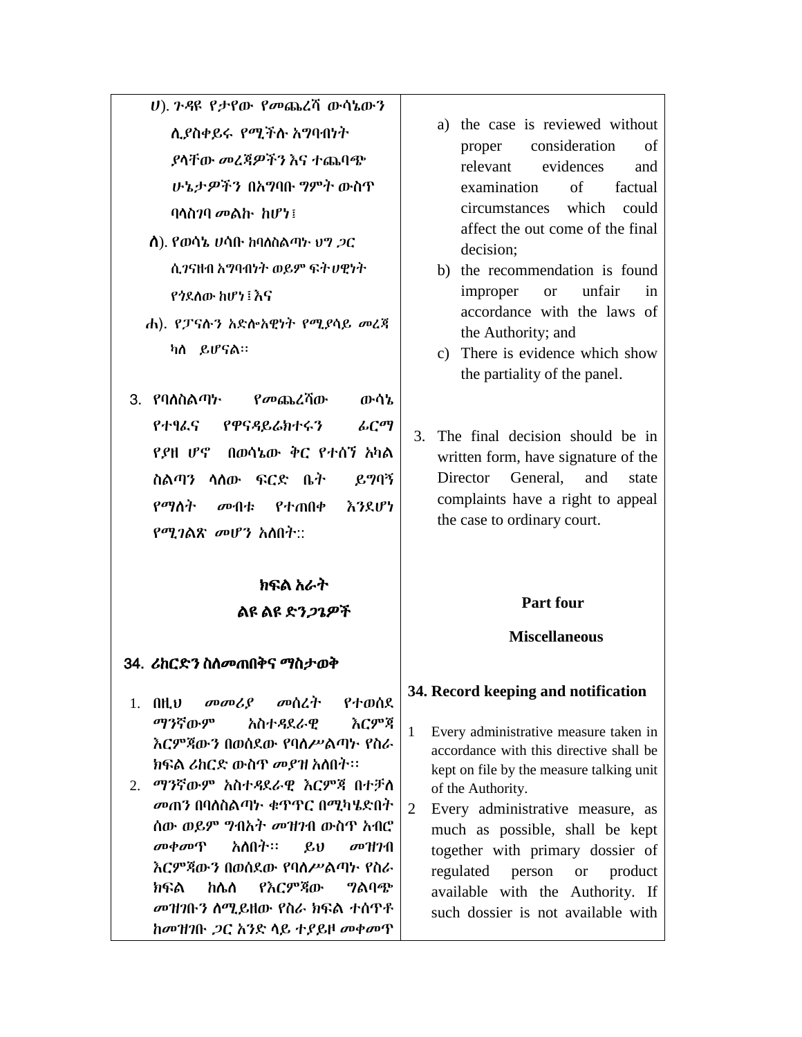ሀ). ጉዳዩ የታየው የመጨረሻ ውሳኔውን ሊያስቀይሩ የሚችሉ አግባብነት ያላቸው መረጃዎችን እና ተጨባጭ ሁኔታዎችን በአግባቡ ግምት ውስጥ ባላስገባ መልኩ ከሆነ፤

ለ). የወሳኔ ሀሳቡ ከባለስልጣኑ ህግ ጋር ሲገናዘብ አግባብነት ወይም ፍትሀዊነት የጎደለው ከሆነ፤ እና

ሐ). የፓናሉን አድሎአዊነት የሚያሳይ መረጃ ካለ ይሆናል፡፡

3. የባለስልጣኑ የመጨረሻው ውሳኔ የተፃፈና የዋናዳይሬክተሩን ፊርማ የያዘ ሆኖ በወሳኔው ቅር የተሰኝ አካል ስልጣን ላለው ፍርድ ቤት ይግባኝ የማለት መብቱ የተጠበቀ እንደሆነ የሚገልጽ መሆን አለበት::

a) the case is reviewed without proper consideration of relevant evidences and examination of factual circumstances which could affect the out come of the final decision;

b) the recommendation is found improper or unfair in accordance with the laws of the Authority; and

c) There is evidence which show the partiality of the panel.

3. The final decision should be in written form, have signature of the Director General, and state complaints have a right to appeal the case to ordinary court.

## ክፍል አራት
## ልዩ ልዩ ድንጋጌዎች

## Part four
## Miscellaneous

### 34. ሪከርድን ስለመጠበቅና ማስታወቅ

1. በዚህ መመሪያ መሰረት የተወሰደ ማንኛውም አስተዳደራዊ እርምጃ እርምጃውን በወሰደው የባለሥልጣኑ የስራ ክፍል ሪከርድ ውስጥ መያዝ አለበት፡፡
2. ማንኛውም አስተዳደራዊ እርምጃ በተቻለ መጠን በባለስልጣኑ ቁጥጥር በሚካሄድበት ሰው ወይም ግብአት መዝገብ ውስጥ አብሮ መቀመጥ አለበት፡፡ ይህ መዝገብ እርምጃውን በወሰደው የባለሥልጣኑ የስራ ክፍል ከሌለ የእርምጃው ግልባጭ መዝገቡን ለሚይዘው የስራ ክፍል ተሰጥቶ ከመዝገቡ ጋር አንድ ላይ ተያይዞ መቀመጥ

### 34. Record keeping and notification

1 Every administrative measure taken in accordance with this directive shall be kept on file by the measure talking unit of the Authority.

2 Every administrative measure, as much as possible, shall be kept together with primary dossier of regulated person or product available with the Authority. If such dossier is not available with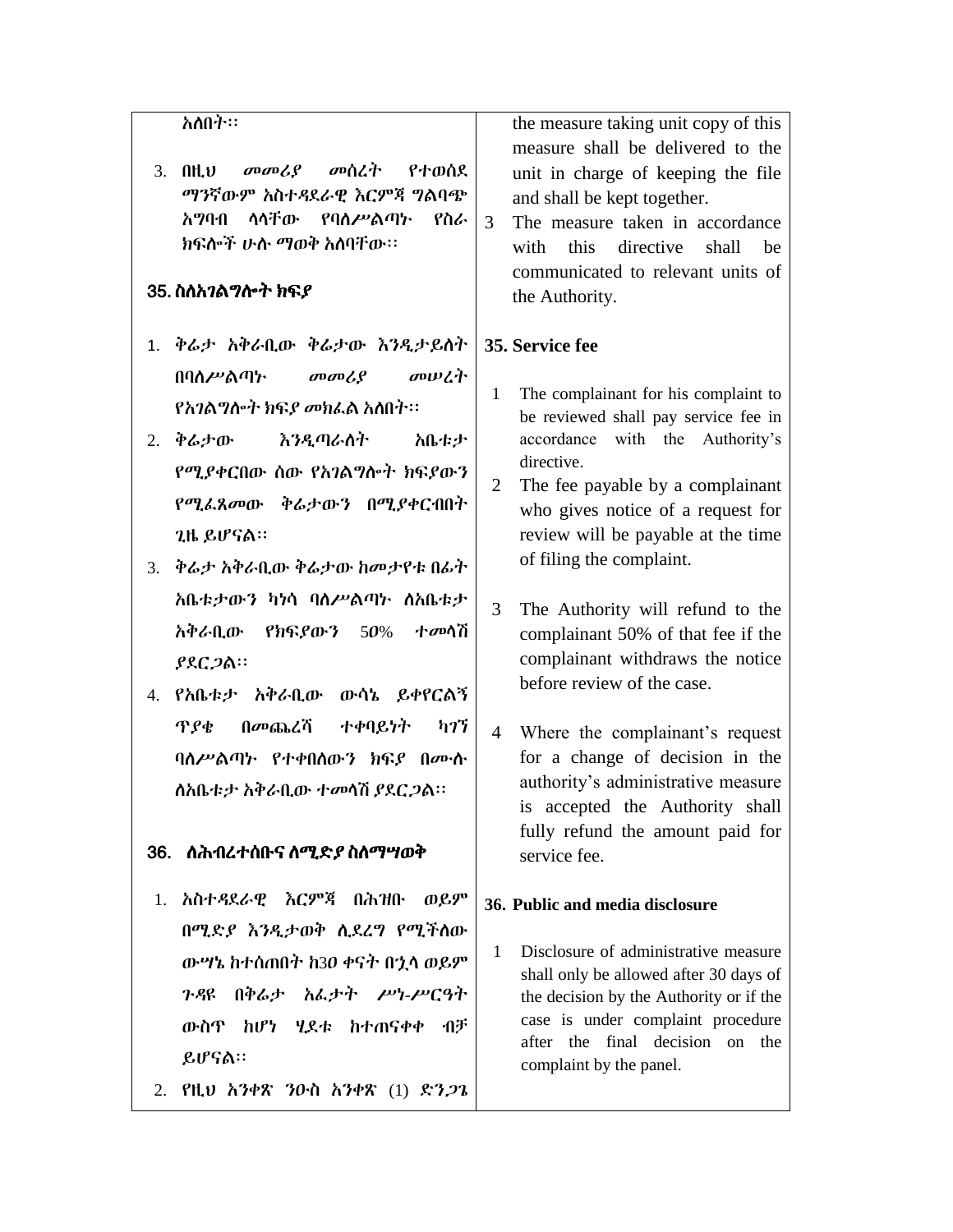አለበት፡፡

3. በዚህ መመሪያ መሰረት የተወሰደ ማንኛውም አስተዳደራዊ እርምጃ ግልባጭ አግባብ ላላቸው የባለሥልጣኑ የስራ ክፍሎች ሁሉ ማወቅ አለባቸው፡፡

## 35. ስለአገልግሎት ክፍያ

1. ቅሬታ አቅራቢው ቅሬታው እንዲታይለት በባለሥልጣኑ መመሪያ መሠረት የአገልግሎት ክፍያ መክፈል አለበት፡፡
2. ቅሬታው እንዲጣራለት አቤቱታ የሚያቀርበው ሰው የአገልግሎት ክፍያውን የሚፈጸመው ቅሬታውን በሚያቀርብበት ጊዜ ይሆናል፡፡
3. ቅሬታ አቅራቢው ቅሬታው ከመታየቱ በፊት አቤቱታውን ካነሳ ባለሥልጣኑ ለአቤቱታ አቅራቢው የክፍያውን 50% ተመላሽ ያደርጋል፡፡
4. የአቤቱታ አቅራቢው ውሳኔ ይቀየርልኝ ጥያቄ በመጨረሻ ተቀባይነት ካገኘ ባለሥልጣኑ የተቀበለውን ክፍያ በሙሉ ለአቤቱታ አቅራቢው ተመላሽ ያደርጋል፡፡

## 36. ለሕብረተሰቡና ለሚድያ ስለማሣወቅ

1. አስተዳደራዊ እርምጃ በሕዝቡ ወይም በሚድያ እንዲታወቅ ሲደረግ የሚችለው ውሣኔ ከተሰጠበት ከ30 ቀናት በኋላ ወይም ጉዳዩ በቅሬታ አፈታት ሥነ-ሥርዓት ውስጥ ከሆነ ሂደቱ ከተጠናቀቀ ብቻ ይሆናል፡፡
2. የዚህ አንቀጽ ንዑስ አንቀጽ (1) ድንጋጌ

the measure taking unit copy of this measure shall be delivered to the unit in charge of keeping the file and shall be kept together.

3. The measure taken in accordance with this directive shall be communicated to relevant units of the Authority.

## 35. Service fee

1. The complainant for his complaint to be reviewed shall pay service fee in accordance with the Authority's directive.
2. The fee payable by a complainant who gives notice of a request for review will be payable at the time of filing the complaint.
3. The Authority will refund to the complainant 50% of that fee if the complainant withdraws the notice before review of the case.
4. Where the complainant's request for a change of decision in the authority's administrative measure is accepted the Authority shall fully refund the amount paid for service fee.

## 36. Public and media disclosure

1. Disclosure of administrative measure shall only be allowed after 30 days of the decision by the Authority or if the case is under complaint procedure after the final decision on the complaint by the panel.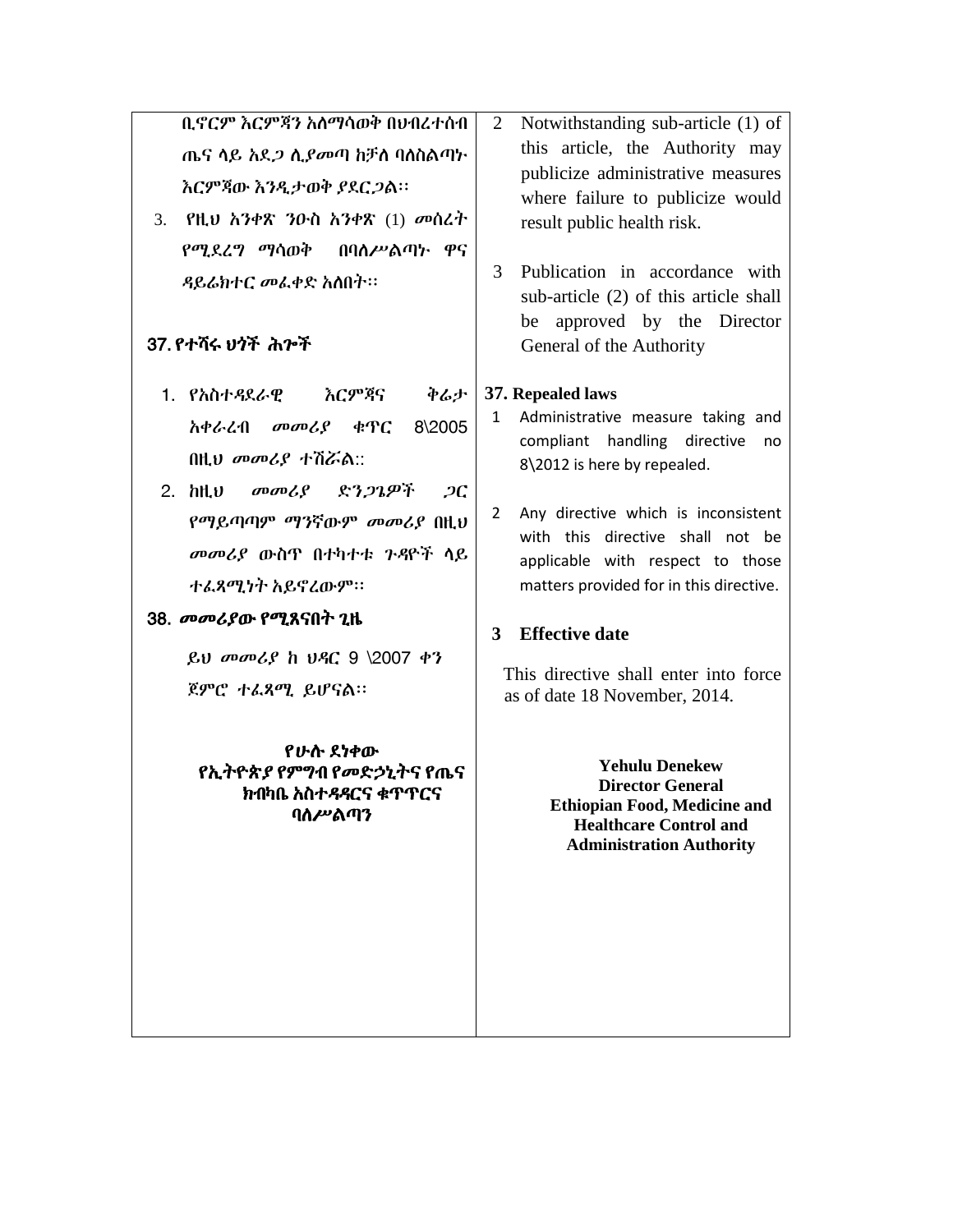ቢኖርም እርምጃን አለማሳወቅ በህብረተሰብ ጤና ላይ አደጋ ሲያመጣ ከቻለ ባለስልጣኑ እርምጃው እንዲታወቅ ያደርጋል፡፡

3. የዚህ አንቀጽ ንዑስ አንቀጽ (1) መሰረት የሚደረግ ማሳወቅ በባለሥልጣኑ ዋና ዳይሬክተር መፈቀድ አለበት፡፡

## 37. የተሻሩ ህጎች ሕጎች

1. የአስተዳደራዊ እርምጃና ቅሬታ አቀራረብ መመሪያ ቁጥር 8\2005 በዚህ መመሪያ ተሽሯል::
2. ከዚህ መመሪያ ድንጋጌዎች ጋር የማይጣጣም ማንኛውም መመሪያ በዚህ መመሪያ ውስጥ በተካተቱ ጉዳዮች ላይ ተፈጻሚነት አይኖረውም፡፡

## 38. መመሪያው የሚጸናበት ጊዜ

ይህ መመሪያ ከ ህዳር 9 \2007 ቀን ጀምሮ ተፈጻሚ ይሆናል፡፡

**የሁሉ ደነቀው**
**የኢትዮጵያ የምግብ የመድኃኒትና የጤና ክብካቤ አስተዳደርና ቁጥጥርና ባለሥልጣን**

2 Notwithstanding sub-article (1) of this article, the Authority may publicize administrative measures where failure to publicize would result public health risk.

3 Publication in accordance with sub-article (2) of this article shall be approved by the Director General of the Authority

## 37. Repealed laws

1 Administrative measure taking and compliant handling directive no 8\2012 is here by repealed.

2 Any directive which is inconsistent with this directive shall not be applicable with respect to those matters provided for in this directive.

## 3 Effective date

This directive shall enter into force as of date 18 November, 2014.

**Yehulu Denekew**
**Director General**
**Ethiopian Food, Medicine and Healthcare Control and Administration Authority**